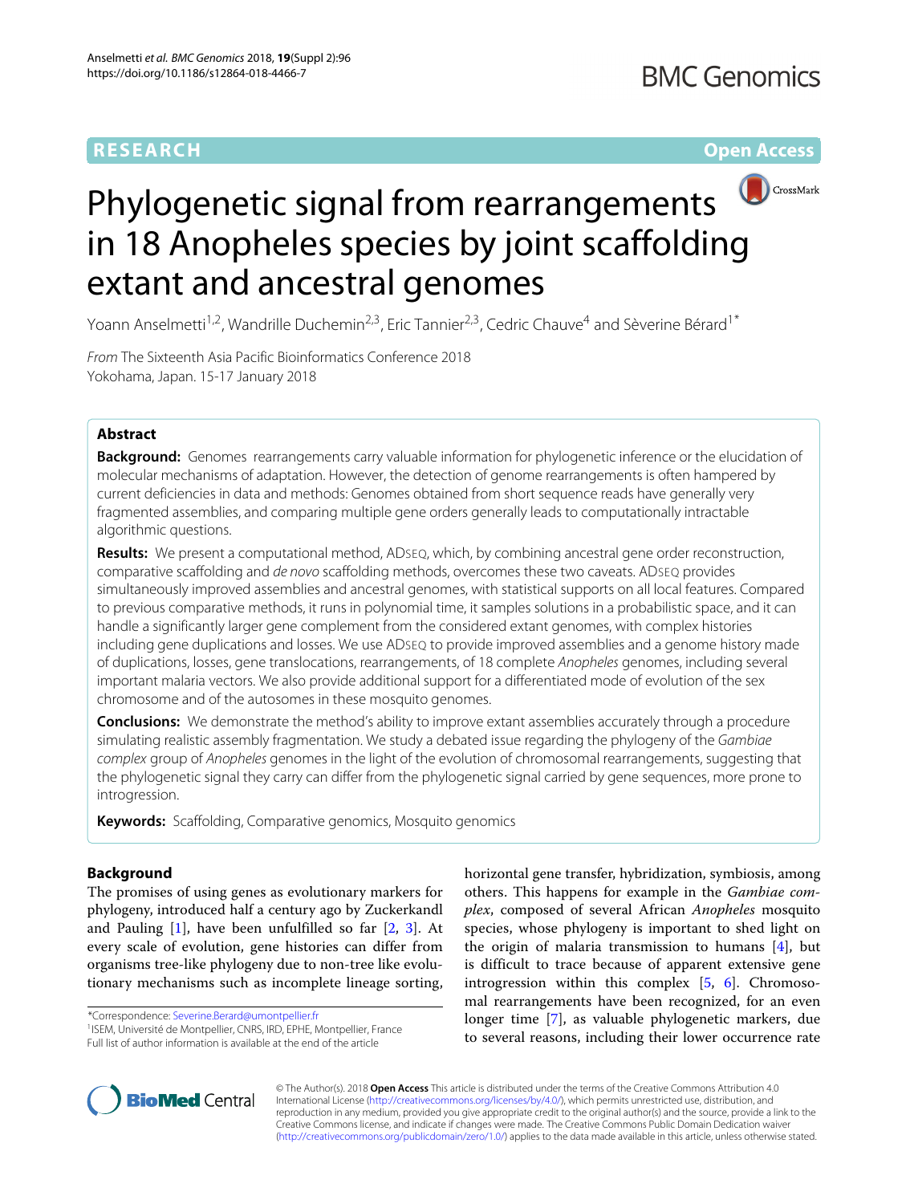**RESEARCH** **Open Access**

# Phylogenetic signal from rearrangements in 18 Anopheles species by joint scaffolding extant and ancestral genomes

Yoann Anselmetti[1,2], Wandrille Duchemin[2,3], Eric Tannier[2,3], Cedric Chauve[4] and Sèverine Bérard[1*]

*From* The Sixteenth Asia Pacific Bioinformatics Conference 2018
Yokohama, Japan. 15-17 January 2018

## Abstract

**Background:** Genomes rearrangements carry valuable information for phylogenetic inference or the elucidation of molecular mechanisms of adaptation. However, the detection of genome rearrangements is often hampered by current deficiencies in data and methods: Genomes obtained from short sequence reads have generally very fragmented assemblies, and comparing multiple gene orders generally leads to computationally intractable algorithmic questions.

**Results:** We present a computational method, ADSEQ, which, by combining ancestral gene order reconstruction, comparative scaffolding and *de novo* scaffolding methods, overcomes these two caveats. ADSEQ provides simultaneously improved assemblies and ancestral genomes, with statistical supports on all local features. Compared to previous comparative methods, it runs in polynomial time, it samples solutions in a probabilistic space, and it can handle a significantly larger gene complement from the considered extant genomes, with complex histories including gene duplications and losses. We use ADSEQ to provide improved assemblies and a genome history made of duplications, losses, gene translocations, rearrangements, of 18 complete *Anopheles* genomes, including several important malaria vectors. We also provide additional support for a differentiated mode of evolution of the sex chromosome and of the autosomes in these mosquito genomes.

**Conclusions:** We demonstrate the method's ability to improve extant assemblies accurately through a procedure simulating realistic assembly fragmentation. We study a debated issue regarding the phylogeny of the *Gambiae complex* group of *Anopheles* genomes in the light of the evolution of chromosomal rearrangements, suggesting that the phylogenetic signal they carry can differ from the phylogenetic signal carried by gene sequences, more prone to introgression.

**Keywords:** Scaffolding, Comparative genomics, Mosquito genomics

## Background

The promises of using genes as evolutionary markers for phylogeny, introduced half a century ago by Zuckerkandl and Pauling [1], have been unfulfilled so far [2, 3]. At every scale of evolution, gene histories can differ from organisms tree-like phylogeny due to non-tree like evolutionary mechanisms such as incomplete lineage sorting, horizontal gene transfer, hybridization, symbiosis, among others. This happens for example in the *Gambiae complex*, composed of several African *Anopheles* mosquito species, whose phylogeny is important to shed light on the origin of malaria transmission to humans [4], but is difficult to trace because of apparent extensive gene introgression within this complex [5, 6]. Chromosomal rearrangements have been recognized, for an even longer time [7], as valuable phylogenetic markers, due to several reasons, including their lower occurrence rate

*Correspondence: Severine.Berard@umontpellier.fr
[1]ISEM, Université de Montpellier, CNRS, IRD, EPHE, Montpellier, France
Full list of author information is available at the end of the article

© The Author(s). 2018 **Open Access** This article is distributed under the terms of the Creative Commons Attribution 4.0 International License (http://creativecommons.org/licenses/by/4.0/), which permits unrestricted use, distribution, and reproduction in any medium, provided you give appropriate credit to the original author(s) and the source, provide a link to the Creative Commons license, and indicate if changes were made. The Creative Commons Public Domain Dedication waiver (http://creativecommons.org/publicdomain/zero/1.0/) applies to the data made available in this article, unless otherwise stated.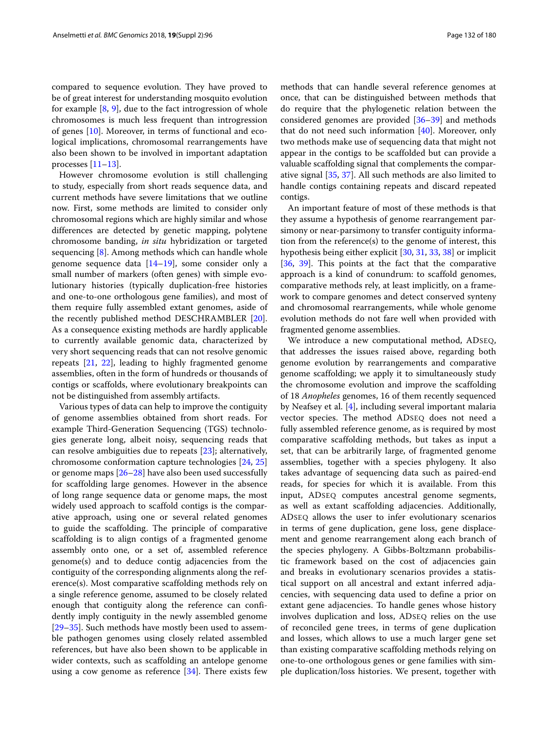compared to sequence evolution. They have proved to be of great interest for understanding mosquito evolution for example [8, 9], due to the fact introgression of whole chromosomes is much less frequent than introgression of genes [10]. Moreover, in terms of functional and ecological implications, chromosomal rearrangements have also been shown to be involved in important adaptation processes [11–13].

However chromosome evolution is still challenging to study, especially from short reads sequence data, and current methods have severe limitations that we outline now. First, some methods are limited to consider only chromosomal regions which are highly similar and whose differences are detected by genetic mapping, polytene chromosome banding, *in situ* hybridization or targeted sequencing [8]. Among methods which can handle whole genome sequence data [14–19], some consider only a small number of markers (often genes) with simple evolutionary histories (typically duplication-free histories and one-to-one orthologous gene families), and most of them require fully assembled extant genomes, aside of the recently published method DESCHRAMBLER [20]. As a consequence existing methods are hardly applicable to currently available genomic data, characterized by very short sequencing reads that can not resolve genomic repeats [21, 22], leading to highly fragmented genome assemblies, often in the form of hundreds or thousands of contigs or scaffolds, where evolutionary breakpoints can not be distinguished from assembly artifacts.

Various types of data can help to improve the contiguity of genome assemblies obtained from short reads. For example Third-Generation Sequencing (TGS) technologies generate long, albeit noisy, sequencing reads that can resolve ambiguities due to repeats [23]; alternatively, chromosome conformation capture technologies [24, 25] or genome maps [26–28] have also been used successfully for scaffolding large genomes. However in the absence of long range sequence data or genome maps, the most widely used approach to scaffold contigs is the comparative approach, using one or several related genomes to guide the scaffolding. The principle of comparative scaffolding is to align contigs of a fragmented genome assembly onto one, or a set of, assembled reference genome(s) and to deduce contig adjacencies from the contiguity of the corresponding alignments along the reference(s). Most comparative scaffolding methods rely on a single reference genome, assumed to be closely related enough that contiguity along the reference can confidently imply contiguity in the newly assembled genome [29–35]. Such methods have mostly been used to assemble pathogen genomes using closely related assembled references, but have also been shown to be applicable in wider contexts, such as scaffolding an antelope genome using a cow genome as reference [34]. There exists few methods that can handle several reference genomes at once, that can be distinguished between methods that do require that the phylogenetic relation between the considered genomes are provided [36–39] and methods that do not need such information [40]. Moreover, only two methods make use of sequencing data that might not appear in the contigs to be scaffolded but can provide a valuable scaffolding signal that complements the comparative signal [35, 37]. All such methods are also limited to handle contigs containing repeats and discard repeated contigs.

An important feature of most of these methods is that they assume a hypothesis of genome rearrangement parsimony or near-parsimony to transfer contiguity information from the reference(s) to the genome of interest, this hypothesis being either explicit [30, 31, 33, 38] or implicit [36, 39]. This points at the fact that the comparative approach is a kind of conundrum: to scaffold genomes, comparative methods rely, at least implicitly, on a framework to compare genomes and detect conserved synteny and chromosomal rearrangements, while whole genome evolution methods do not fare well when provided with fragmented genome assemblies.

We introduce a new computational method, ADSEQ, that addresses the issues raised above, regarding both genome evolution by rearrangements and comparative genome scaffolding; we apply it to simultaneously study the chromosome evolution and improve the scaffolding of 18 *Anopheles* genomes, 16 of them recently sequenced by Neafsey et al. [4], including several important malaria vector species. The method ADSEQ does not need a fully assembled reference genome, as is required by most comparative scaffolding methods, but takes as input a set, that can be arbitrarily large, of fragmented genome assemblies, together with a species phylogeny. It also takes advantage of sequencing data such as paired-end reads, for species for which it is available. From this input, ADSEQ computes ancestral genome segments, as well as extant scaffolding adjacencies. Additionally, ADSEQ allows the user to infer evolutionary scenarios in terms of gene duplication, gene loss, gene displacement and genome rearrangement along each branch of the species phylogeny. A Gibbs-Boltzmann probabilistic framework based on the cost of adjacencies gain and breaks in evolutionary scenarios provides a statistical support on all ancestral and extant inferred adjacencies, with sequencing data used to define a prior on extant gene adjacencies. To handle genes whose history involves duplication and loss, ADSEQ relies on the use of reconciled gene trees, in terms of gene duplication and losses, which allows to use a much larger gene set than existing comparative scaffolding methods relying on one-to-one orthologous genes or gene families with simple duplication/loss histories. We present, together with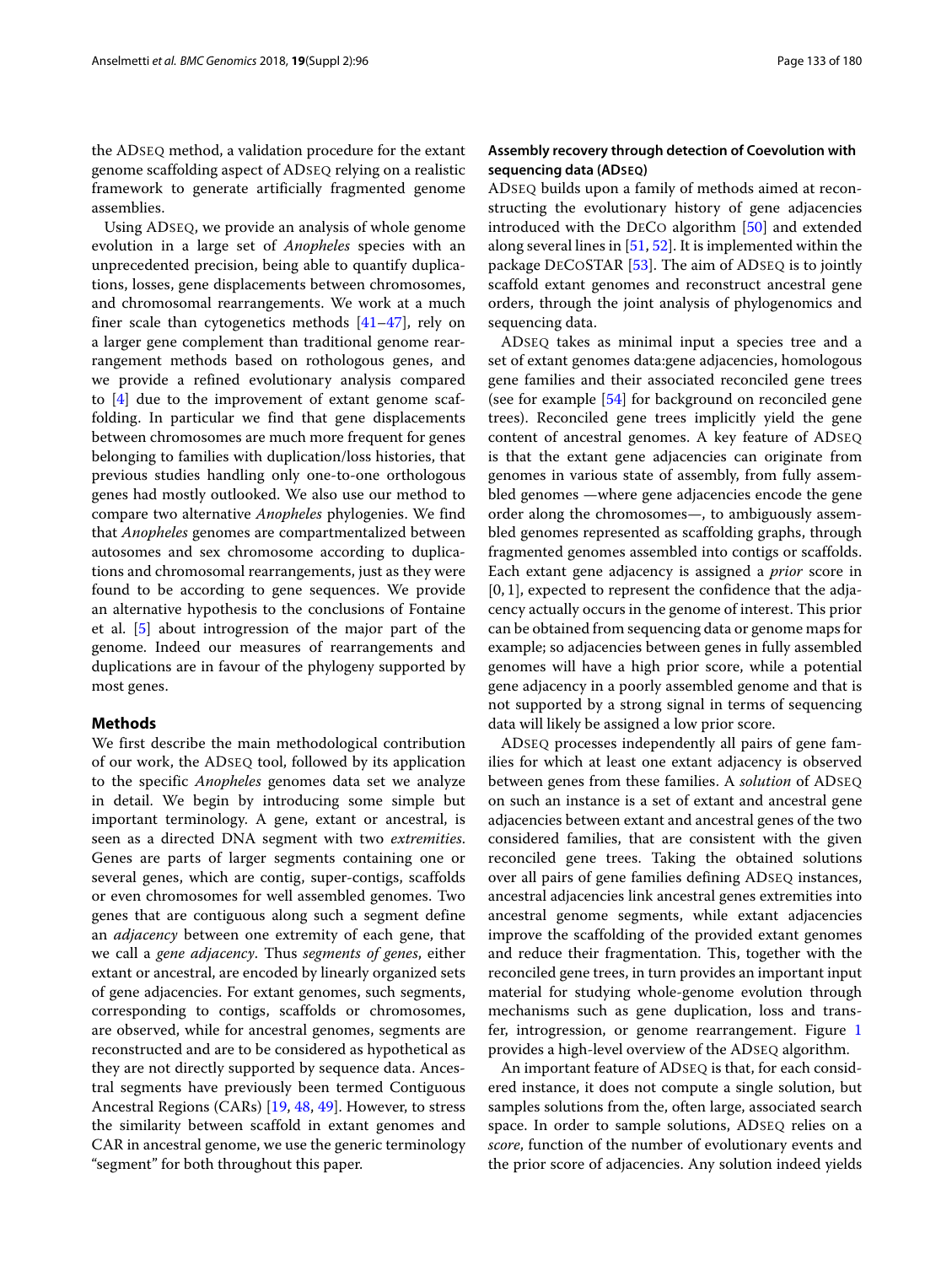the ADSEQ method, a validation procedure for the extant genome scaffolding aspect of ADSEQ relying on a realistic framework to generate artificially fragmented genome assemblies.

Using ADSEQ, we provide an analysis of whole genome evolution in a large set of *Anopheles* species with an unprecedented precision, being able to quantify duplications, losses, gene displacements between chromosomes, and chromosomal rearrangements. We work at a much finer scale than cytogenetics methods [41–47], rely on a larger gene complement than traditional genome rearrangement methods based on rothologous genes, and we provide a refined evolutionary analysis compared to [4] due to the improvement of extant genome scaffolding. In particular we find that gene displacements between chromosomes are much more frequent for genes belonging to families with duplication/loss histories, that previous studies handling only one-to-one orthologous genes had mostly outlooked. We also use our method to compare two alternative *Anopheles* phylogenies. We find that *Anopheles* genomes are compartmentalized between autosomes and sex chromosome according to duplications and chromosomal rearrangements, just as they were found to be according to gene sequences. We provide an alternative hypothesis to the conclusions of Fontaine et al. [5] about introgression of the major part of the genome. Indeed our measures of rearrangements and duplications are in favour of the phylogeny supported by most genes.

## Methods

We first describe the main methodological contribution of our work, the ADSEQ tool, followed by its application to the specific *Anopheles* genomes data set we analyze in detail. We begin by introducing some simple but important terminology. A gene, extant or ancestral, is seen as a directed DNA segment with two *extremities*. Genes are parts of larger segments containing one or several genes, which are contig, super-contigs, scaffolds or even chromosomes for well assembled genomes. Two genes that are contiguous along such a segment define an *adjacency* between one extremity of each gene, that we call a *gene adjacency*. Thus *segments of genes*, either extant or ancestral, are encoded by linearly organized sets of gene adjacencies. For extant genomes, such segments, corresponding to contigs, scaffolds or chromosomes, are observed, while for ancestral genomes, segments are reconstructed and are to be considered as hypothetical as they are not directly supported by sequence data. Ancestral segments have previously been termed Contiguous Ancestral Regions (CARs) [19, 48, 49]. However, to stress the similarity between scaffold in extant genomes and CAR in ancestral genome, we use the generic terminology "segment" for both throughout this paper.

### Assembly recovery through detection of Coevolution with sequencing data (ADSEQ)

ADSEQ builds upon a family of methods aimed at reconstructing the evolutionary history of gene adjacencies introduced with the DECO algorithm [50] and extended along several lines in [51, 52]. It is implemented within the package DECOSTAR [53]. The aim of ADSEQ is to jointly scaffold extant genomes and reconstruct ancestral gene orders, through the joint analysis of phylogenomics and sequencing data.

ADSEQ takes as minimal input a species tree and a set of extant genomes data:gene adjacencies, homologous gene families and their associated reconciled gene trees (see for example [54] for background on reconciled gene trees). Reconciled gene trees implicitly yield the gene content of ancestral genomes. A key feature of ADSEQ is that the extant gene adjacencies can originate from genomes in various state of assembly, from fully assembled genomes —where gene adjacencies encode the gene order along the chromosomes—, to ambiguously assembled genomes represented as scaffolding graphs, through fragmented genomes assembled into contigs or scaffolds. Each extant gene adjacency is assigned a *prior* score in $[0, 1]$, expected to represent the confidence that the adjacency actually occurs in the genome of interest. This prior can be obtained from sequencing data or genome maps for example; so adjacencies between genes in fully assembled genomes will have a high prior score, while a potential gene adjacency in a poorly assembled genome and that is not supported by a strong signal in terms of sequencing data will likely be assigned a low prior score.

ADSEQ processes independently all pairs of gene families for which at least one extant adjacency is observed between genes from these families. A *solution* of ADSEQ on such an instance is a set of extant and ancestral gene adjacencies between extant and ancestral genes of the two considered families, that are consistent with the given reconciled gene trees. Taking the obtained solutions over all pairs of gene families defining ADSEQ instances, ancestral adjacencies link ancestral genes extremities into ancestral genome segments, while extant adjacencies improve the scaffolding of the provided extant genomes and reduce their fragmentation. This, together with the reconciled gene trees, in turn provides an important input material for studying whole-genome evolution through mechanisms such as gene duplication, loss and transfer, introgression, or genome rearrangement. Figure 1 provides a high-level overview of the ADSEQ algorithm.

An important feature of ADSEQ is that, for each considered instance, it does not compute a single solution, but samples solutions from the, often large, associated search space. In order to sample solutions, ADSEQ relies on a *score*, function of the number of evolutionary events and the prior score of adjacencies. Any solution indeed yields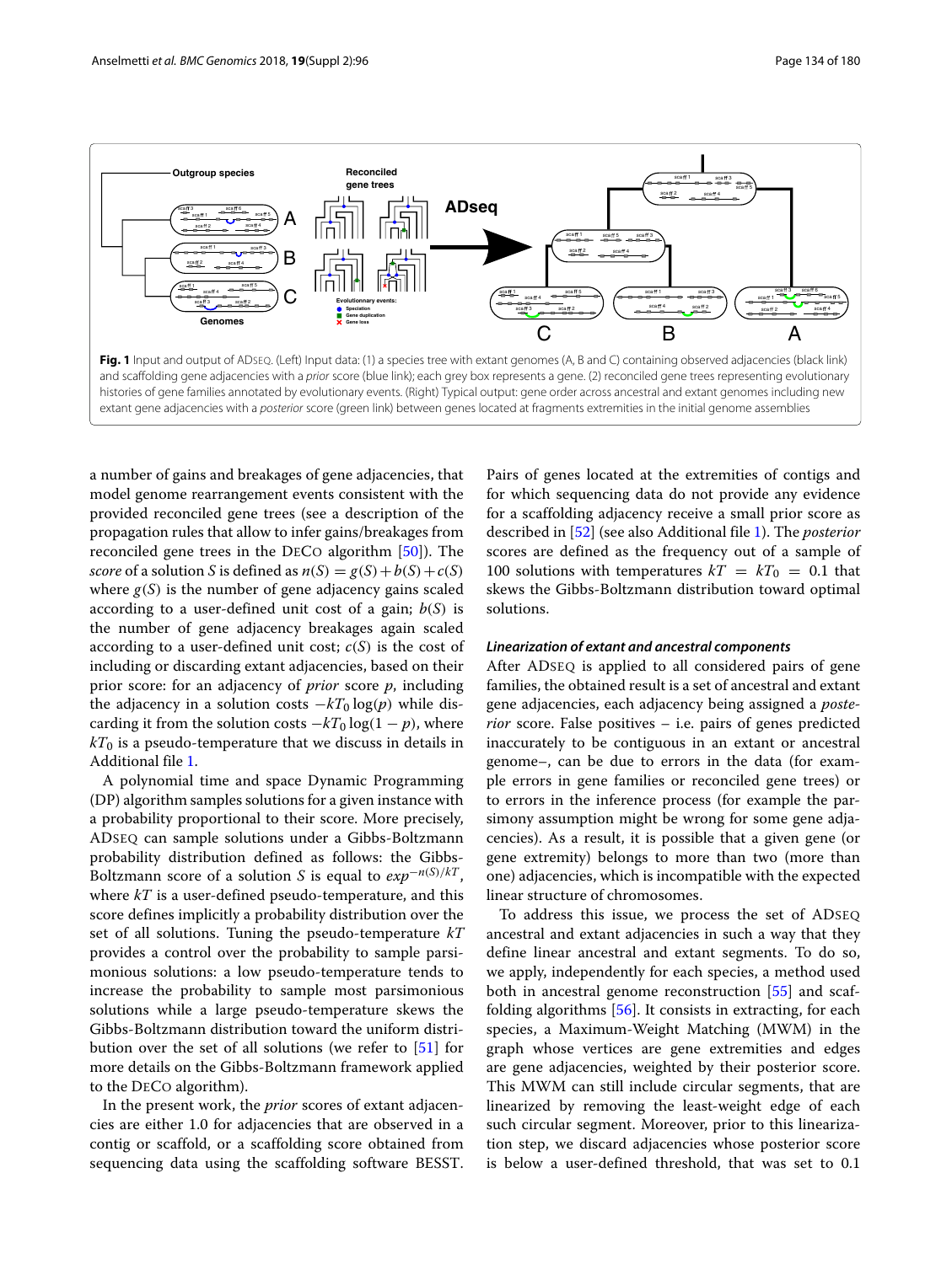**Fig. 1** Input and output of ADSEQ. (Left) Input data: (1) a species tree with extant genomes (A, B and C) containing observed adjacencies (black link) and scaffolding gene adjacencies with a *prior* score (blue link); each grey box represents a gene. (2) reconciled gene trees representing evolutionary histories of gene families annotated by evolutionary events. (Right) Typical output: gene order across ancestral and extant genomes including new extant gene adjacencies with a *posterior* score (green link) between genes located at fragments extremities in the initial genome assemblies

a number of gains and breakages of gene adjacencies, that model genome rearrangement events consistent with the provided reconciled gene trees (see a description of the propagation rules that allow to infer gains/breakages from reconciled gene trees in the DECO algorithm [50]). The *score* of a solution $S$ is defined as $n(S) = g(S) + b(S) + c(S)$ where $g(S)$ is the number of gene adjacency gains scaled according to a user-defined unit cost of a gain; $b(S)$ is the number of gene adjacency breakages again scaled according to a user-defined unit cost; $c(S)$ is the cost of including or discarding extant adjacencies, based on their prior score: for an adjacency of *prior* score $p$, including the adjacency in a solution costs $-kT_0 \log(p)$ while discarding it from the solution costs $-kT_0 \log(1-p)$, where $kT_0$ is a pseudo-temperature that we discuss in details in Additional file 1.

A polynomial time and space Dynamic Programming (DP) algorithm samples solutions for a given instance with a probability proportional to their score. More precisely, ADSEQ can sample solutions under a Gibbs-Boltzmann probability distribution defined as follows: the Gibbs-Boltzmann score of a solution $S$ is equal to $exp^{-n(S)/kT}$, where $kT$ is a user-defined pseudo-temperature, and this score defines implicitly a probability distribution over the set of all solutions. Tuning the pseudo-temperature $kT$ provides a control over the probability to sample parsimonious solutions: a low pseudo-temperature tends to increase the probability to sample most parsimonious solutions while a large pseudo-temperature skews the Gibbs-Boltzmann distribution toward the uniform distribution over the set of all solutions (we refer to [51] for more details on the Gibbs-Boltzmann framework applied to the DECO algorithm).

In the present work, the *prior* scores of extant adjacencies are either 1.0 for adjacencies that are observed in a contig or scaffold, or a scaffolding score obtained from sequencing data using the scaffolding software BESST. Pairs of genes located at the extremities of contigs and for which sequencing data do not provide any evidence for a scaffolding adjacency receive a small prior score as described in [52] (see also Additional file 1). The *posterior* scores are defined as the frequency out of a sample of 100 solutions with temperatures $kT = kT_0 = 0.1$ that skews the Gibbs-Boltzmann distribution toward optimal solutions.

#### *Linearization of extant and ancestral components*

After ADSEQ is applied to all considered pairs of gene families, the obtained result is a set of ancestral and extant gene adjacencies, each adjacency being assigned a *posterior* score. False positives – i.e. pairs of genes predicted inaccurately to be contiguous in an extant or ancestral genome–, can be due to errors in the data (for example errors in gene families or reconciled gene trees) or to errors in the inference process (for example the parsimony assumption might be wrong for some gene adjacencies). As a result, it is possible that a given gene (or gene extremity) belongs to more than two (more than one) adjacencies, which is incompatible with the expected linear structure of chromosomes.

To address this issue, we process the set of ADSEQ ancestral and extant adjacencies in such a way that they define linear ancestral and extant segments. To do so, we apply, independently for each species, a method used both in ancestral genome reconstruction [55] and scaffolding algorithms [56]. It consists in extracting, for each species, a Maximum-Weight Matching (MWM) in the graph whose vertices are gene extremities and edges are gene adjacencies, weighted by their posterior score. This MWM can still include circular segments, that are linearized by removing the least-weight edge of each such circular segment. Moreover, prior to this linearization step, we discard adjacencies whose posterior score is below a user-defined threshold, that was set to 0.1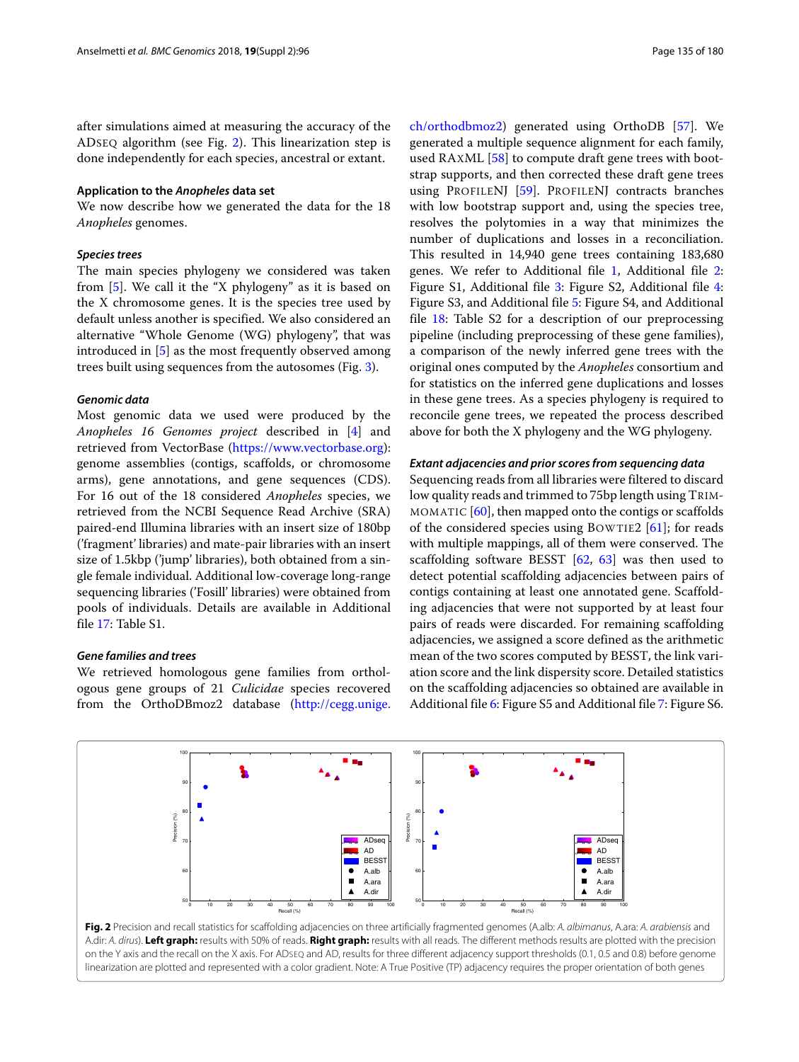after simulations aimed at measuring the accuracy of the ADSEQ algorithm (see Fig. 2). This linearization step is done independently for each species, ancestral or extant.

#### Application to the *Anopheles* data set

We now describe how we generated the data for the 18 *Anopheles* genomes.

##### *Species trees*

The main species phylogeny we considered was taken from [5]. We call it the "X phylogeny" as it is based on the X chromosome genes. It is the species tree used by default unless another is specified. We also considered an alternative "Whole Genome (WG) phylogeny", that was introduced in [5] as the most frequently observed among trees built using sequences from the autosomes (Fig. 3).

##### *Genomic data*

Most genomic data we used were produced by the *Anopheles 16 Genomes project* described in [4] and retrieved from VectorBase (https://www.vectorbase.org): genome assemblies (contigs, scaffolds, or chromosome arms), gene annotations, and gene sequences (CDS). For 16 out of the 18 considered *Anopheles* species, we retrieved from the NCBI Sequence Read Archive (SRA) paired-end Illumina libraries with an insert size of 180bp ('fragment' libraries) and mate-pair libraries with an insert size of 1.5kbp ('jump' libraries), both obtained from a single female individual. Additional low-coverage long-range sequencing libraries ('Fosill' libraries) were obtained from pools of individuals. Details are available in Additional file 17: Table S1.

##### *Gene families and trees*

We retrieved homologous gene families from orthologous gene groups of 21 *Culicidae* species recovered from the OrthoDBmoz2 database (http://cegg.unige.ch/orthodbmoz2) generated using OrthoDB [57]. We generated a multiple sequence alignment for each family, used RAXML [58] to compute draft gene trees with bootstrap supports, and then corrected these draft gene trees using PROFILENJ [59]. PROFILENJ contracts branches with low bootstrap support and, using the species tree, resolves the polytomies in a way that minimizes the number of duplications and losses in a reconciliation. This resulted in 14,940 gene trees containing 183,680 genes. We refer to Additional file 1, Additional file 2: Figure S1, Additional file 3: Figure S2, Additional file 4: Figure S3, and Additional file 5: Figure S4, and Additional file 18: Table S2 for a description of our preprocessing pipeline (including preprocessing of these gene families), a comparison of the newly inferred gene trees with the original ones computed by the *Anopheles* consortium and for statistics on the inferred gene duplications and losses in these gene trees. As a species phylogeny is required to reconcile gene trees, we repeated the process described above for both the X phylogeny and the WG phylogeny.

##### *Extant adjacencies and prior scores from sequencing data*

Sequencing reads from all libraries were filtered to discard low quality reads and trimmed to 75bp length using TRIMMOMATIC [60], then mapped onto the contigs or scaffolds of the considered species using BOWTIE2 [61]; for reads with multiple mappings, all of them were conserved. The scaffolding software BESST [62, 63] was then used to detect potential scaffolding adjacencies between pairs of contigs containing at least one annotated gene. Scaffolding adjacencies that were not supported by at least four pairs of reads were discarded. For remaining scaffolding adjacencies, we assigned a score defined as the arithmetic mean of the two scores computed by BESST, the link variation score and the link dispersity score. Detailed statistics on the scaffolding adjacencies so obtained are available in Additional file 6: Figure S5 and Additional file 7: Figure S6.

**Fig. 2** Precision and recall statistics for scaffolding adjacencies on three artificially fragmented genomes (A.alb: *A. albimanus*, A.ara: *A. arabiensis* and A.dir: *A. dirus*). **Left graph:** results with 50% of reads. **Right graph:** results with all reads. The different methods results are plotted with the precision on the Y axis and the recall on the X axis. For ADSEQ and AD, results for three different adjacency support thresholds (0.1, 0.5 and 0.8) before genome linearization are plotted and represented with a color gradient. Note: A True Positive (TP) adjacency requires the proper orientation of both genes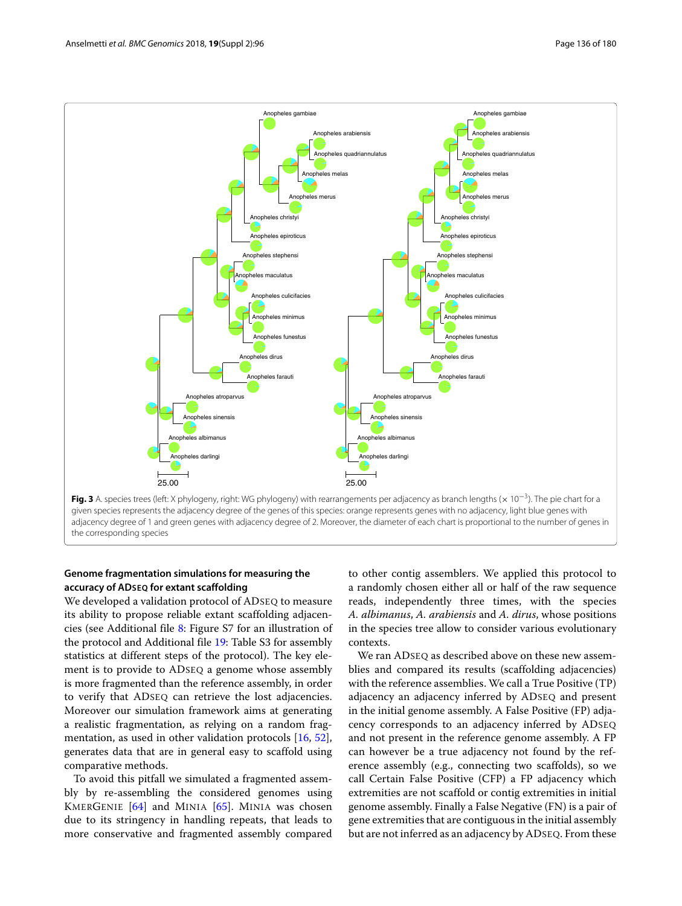**Fig. 3** A. species trees (left: X phylogeny, right: WG phylogeny) with rearrangements per adjacency as branch lengths ($\times 10^{-3}$). The pie chart for a given species represents the adjacency degree of the genes of this species: orange represents genes with no adjacency, light blue genes with adjacency degree of 1 and green genes with adjacency degree of 2. Moreover, the diameter of each chart is proportional to the number of genes in the corresponding species

### Genome fragmentation simulations for measuring the accuracy of ADSEQ for extant scaffolding

We developed a validation protocol of ADSEQ to measure its ability to propose reliable extant scaffolding adjacencies (see Additional file 8: Figure S7 for an illustration of the protocol and Additional file 19: Table S3 for assembly statistics at different steps of the protocol). The key element is to provide to ADSEQ a genome whose assembly is more fragmented than the reference assembly, in order to verify that ADSEQ can retrieve the lost adjacencies. Moreover our simulation framework aims at generating a realistic fragmentation, as relying on a random fragmentation, as used in other validation protocols [16, 52], generates data that are in general easy to scaffold using comparative methods.

To avoid this pitfall we simulated a fragmented assembly by re-assembling the considered genomes using KMERGENIE [64] and MINIA [65]. MINIA was chosen due to its stringency in handling repeats, that leads to more conservative and fragmented assembly compared to other contig assemblers. We applied this protocol to a randomly chosen either all or half of the raw sequence reads, independently three times, with the species *A. albimanus*, *A. arabiensis* and *A. dirus*, whose positions in the species tree allow to consider various evolutionary contexts.

We ran ADSEQ as described above on these new assemblies and compared its results (scaffolding adjacencies) with the reference assemblies. We call a True Positive (TP) adjacency an adjacency inferred by ADSEQ and present in the initial genome assembly. A False Positive (FP) adjacency corresponds to an adjacency inferred by ADSEQ and not present in the reference genome assembly. A FP can however be a true adjacency not found by the reference assembly (e.g., connecting two scaffolds), so we call Certain False Positive (CFP) a FP adjacency which extremities are not scaffold or contig extremities in initial genome assembly. Finally a False Negative (FN) is a pair of gene extremities that are contiguous in the initial assembly but are not inferred as an adjacency by ADSEQ. From these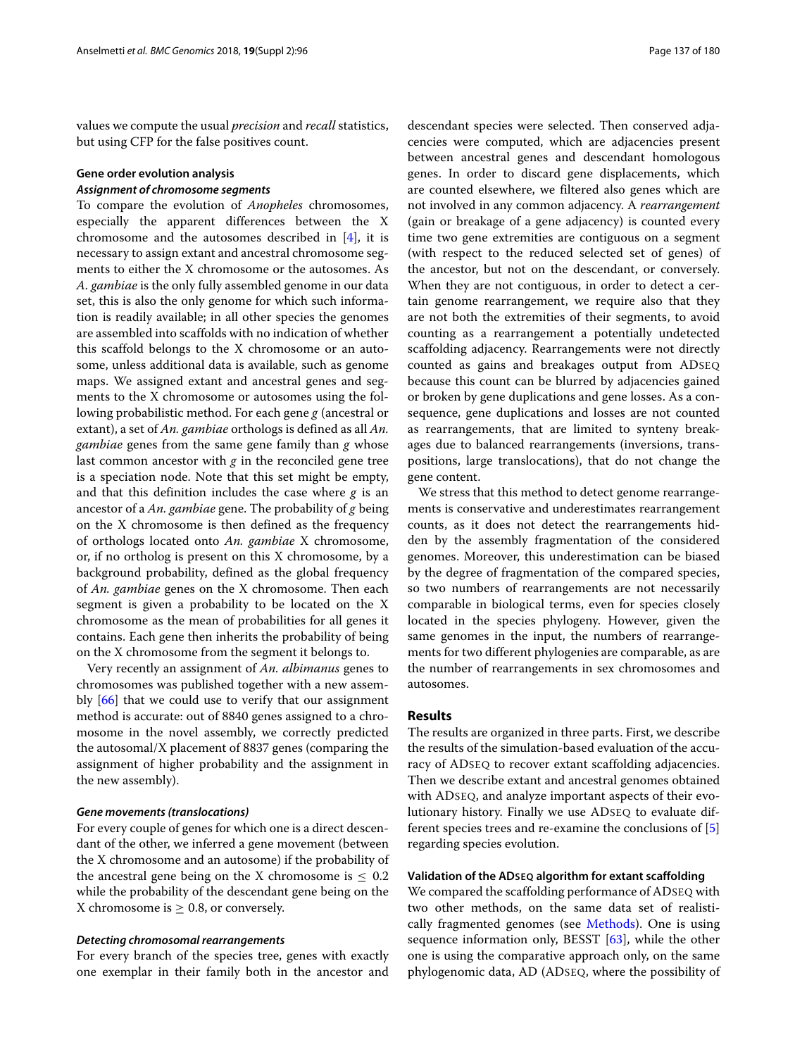values we compute the usual *precision* and *recall* statistics, but using CFP for the false positives count.

#### Gene order evolution analysis

##### *Assignment of chromosome segments*

To compare the evolution of *Anopheles* chromosomes, especially the apparent differences between the X chromosome and the autosomes described in [4], it is necessary to assign extant and ancestral chromosome segments to either the X chromosome or the autosomes. As *A. gambiae* is the only fully assembled genome in our data set, this is also the only genome for which such information is readily available; in all other species the genomes are assembled into scaffolds with no indication of whether this scaffold belongs to the X chromosome or an autosome, unless additional data is available, such as genome maps. We assigned extant and ancestral genes and segments to the X chromosome or autosomes using the following probabilistic method. For each gene *g* (ancestral or extant), a set of *An. gambiae* orthologs is defined as all *An. gambiae* genes from the same gene family than *g* whose last common ancestor with *g* in the reconciled gene tree is a speciation node. Note that this set might be empty, and that this definition includes the case where *g* is an ancestor of a *An. gambiae* gene. The probability of *g* being on the X chromosome is then defined as the frequency of orthologs located onto *An. gambiae* X chromosome, or, if no ortholog is present on this X chromosome, by a background probability, defined as the global frequency of *An. gambiae* genes on the X chromosome. Then each segment is given a probability to be located on the X chromosome as the mean of probabilities for all genes it contains. Each gene then inherits the probability of being on the X chromosome from the segment it belongs to.

Very recently an assignment of *An. albimanus* genes to chromosomes was published together with a new assembly [66] that we could use to verify that our assignment method is accurate: out of 8840 genes assigned to a chromosome in the novel assembly, we correctly predicted the autosomal/X placement of 8837 genes (comparing the assignment of higher probability and the assignment in the new assembly).

##### *Gene movements (translocations)*

For every couple of genes for which one is a direct descendant of the other, we inferred a gene movement (between the X chromosome and an autosome) if the probability of the ancestral gene being on the X chromosome is $\leq 0.2$ while the probability of the descendant gene being on the X chromosome is $\geq 0.8$, or conversely.

##### *Detecting chromosomal rearrangements*

For every branch of the species tree, genes with exactly one exemplar in their family both in the ancestor and descendant species were selected. Then conserved adjacencies were computed, which are adjacencies present between ancestral genes and descendant homologous genes. In order to discard gene displacements, which are counted elsewhere, we filtered also genes which are not involved in any common adjacency. A *rearrangement* (gain or breakage of a gene adjacency) is counted every time two gene extremities are contiguous on a segment (with respect to the reduced selected set of genes) of the ancestor, but not on the descendant, or conversely. When they are not contiguous, in order to detect a certain genome rearrangement, we require also that they are not both the extremities of their segments, to avoid counting as a rearrangement a potentially undetected scaffolding adjacency. Rearrangements were not directly counted as gains and breakages output from ADSEQ because this count can be blurred by adjacencies gained or broken by gene duplications and gene losses. As a consequence, gene duplications and losses are not counted as rearrangements, that are limited to synteny breakages due to balanced rearrangements (inversions, transpositions, large translocations), that do not change the gene content.

We stress that this method to detect genome rearrangements is conservative and underestimates rearrangement counts, as it does not detect the rearrangements hidden by the assembly fragmentation of the considered genomes. Moreover, this underestimation can be biased by the degree of fragmentation of the compared species, so two numbers of rearrangements are not necessarily comparable in biological terms, even for species closely located in the species phylogeny. However, given the same genomes in the input, the numbers of rearrangements for two different phylogenies are comparable, as are the number of rearrangements in sex chromosomes and autosomes.

## Results

The results are organized in three parts. First, we describe the results of the simulation-based evaluation of the accuracy of ADSEQ to recover extant scaffolding adjacencies. Then we describe extant and ancestral genomes obtained with ADSEQ, and analyze important aspects of their evolutionary history. Finally we use ADSEQ to evaluate different species trees and re-examine the conclusions of [5] regarding species evolution.

#### Validation of the ADSEQ algorithm for extant scaffolding

We compared the scaffolding performance of ADSEQ with two other methods, on the same data set of realistically fragmented genomes (see Methods). One is using sequence information only, BESST [63], while the other one is using the comparative approach only, on the same phylogenomic data, AD (ADSEQ, where the possibility of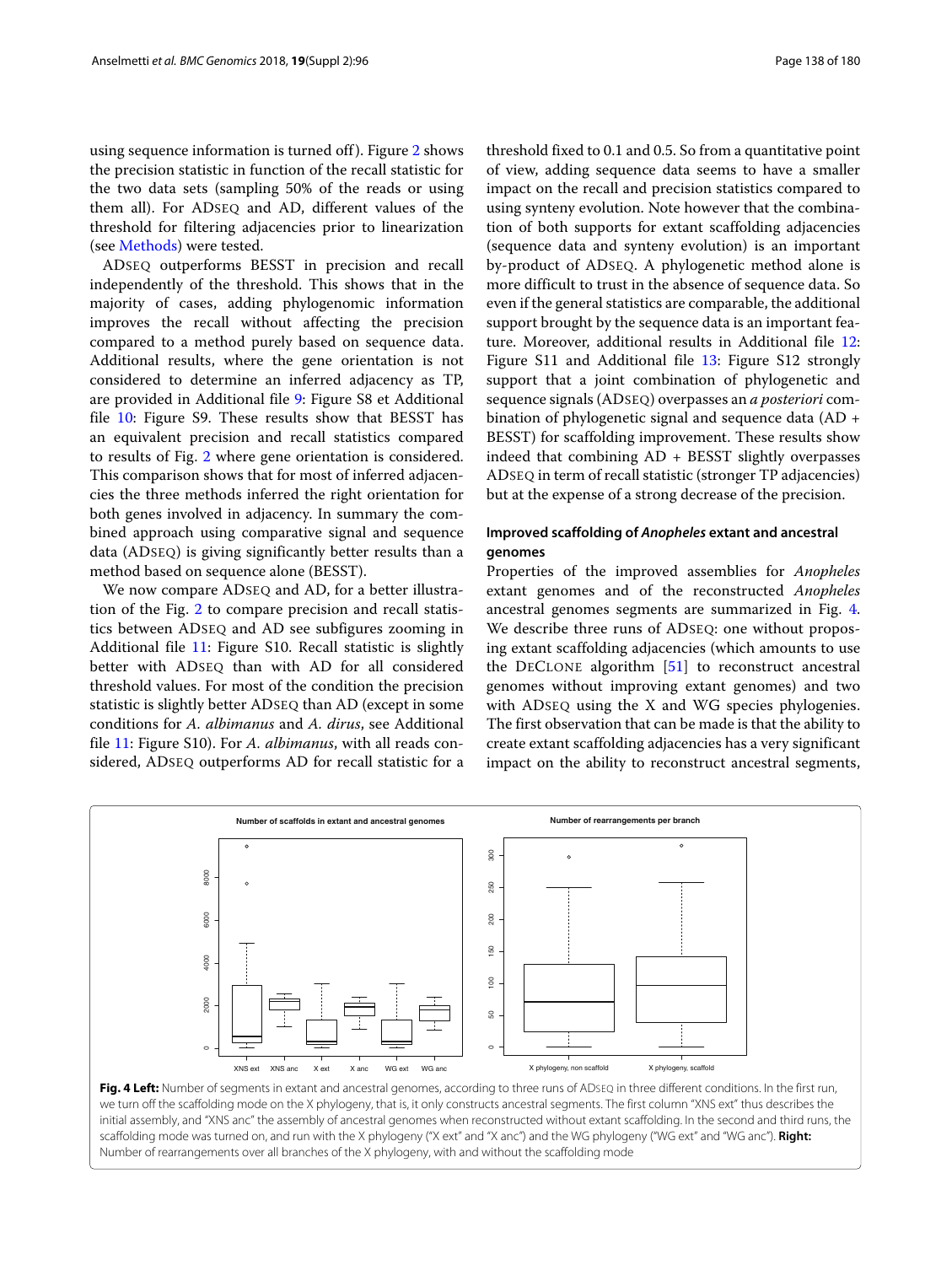using sequence information is turned off). Figure 2 shows the precision statistic in function of the recall statistic for the two data sets (sampling 50% of the reads or using them all). For ADSEQ and AD, different values of the threshold for filtering adjacencies prior to linearization (see Methods) were tested.

ADSEQ outperforms BESST in precision and recall independently of the threshold. This shows that in the majority of cases, adding phylogenomic information improves the recall without affecting the precision compared to a method purely based on sequence data. Additional results, where the gene orientation is not considered to determine an inferred adjacency as TP, are provided in Additional file 9: Figure S8 et Additional file 10: Figure S9. These results show that BESST has an equivalent precision and recall statistics compared to results of Fig. 2 where gene orientation is considered. This comparison shows that for most of inferred adjacencies the three methods inferred the right orientation for both genes involved in adjacency. In summary the combined approach using comparative signal and sequence data (ADSEQ) is giving significantly better results than a method based on sequence alone (BESST).

We now compare ADSEQ and AD, for a better illustration of the Fig. 2 to compare precision and recall statistics between ADSEQ and AD see subfigures zooming in Additional file 11: Figure S10. Recall statistic is slightly better with ADSEQ than with AD for all considered threshold values. For most of the condition the precision statistic is slightly better ADSEQ than AD (except in some conditions for *A. albimanus* and *A. dirus*, see Additional file 11: Figure S10). For *A. albimanus*, with all reads considered, ADSEQ outperforms AD for recall statistic for a threshold fixed to 0.1 and 0.5. So from a quantitative point of view, adding sequence data seems to have a smaller impact on the recall and precision statistics compared to using synteny evolution. Note however that the combination of both supports for extant scaffolding adjacencies (sequence data and synteny evolution) is an important by-product of ADSEQ. A phylogenetic method alone is more difficult to trust in the absence of sequence data. So even if the general statistics are comparable, the additional support brought by the sequence data is an important feature. Moreover, additional results in Additional file 12: Figure S11 and Additional file 13: Figure S12 strongly support that a joint combination of phylogenetic and sequence signals (ADSEQ) overpasses an *a posteriori* combination of phylogenetic signal and sequence data (AD + BESST) for scaffolding improvement. These results show indeed that combining AD + BESST slightly overpasses ADSEQ in term of recall statistic (stronger TP adjacencies) but at the expense of a strong decrease of the precision.

### Improved scaffolding of *Anopheles* extant and ancestral genomes

Properties of the improved assemblies for *Anopheles* extant genomes and of the reconstructed *Anopheles* ancestral genomes segments are summarized in Fig. 4. We describe three runs of ADSEQ: one without proposing extant scaffolding adjacencies (which amounts to use the DECLONE algorithm [51] to reconstruct ancestral genomes without improving extant genomes) and two with ADSEQ using the X and WG species phylogenies. The first observation that can be made is that the ability to create extant scaffolding adjacencies has a very significant impact on the ability to reconstruct ancestral segments,

**Fig. 4 Left:** Number of segments in extant and ancestral genomes, according to three runs of ADSEQ in three different conditions. In the first run, we turn off the scaffolding mode on the X phylogeny, that is, it only constructs ancestral segments. The first column "XNS ext" thus describes the initial assembly, and "XNS anc" the assembly of ancestral genomes when reconstructed without extant scaffolding. In the second and third runs, the scaffolding mode was turned on, and run with the X phylogeny ("X ext" and "X anc") and the WG phylogeny ("WG ext" and "WG anc"). **Right:** Number of rearrangements over all branches of the X phylogeny, with and without the scaffolding mode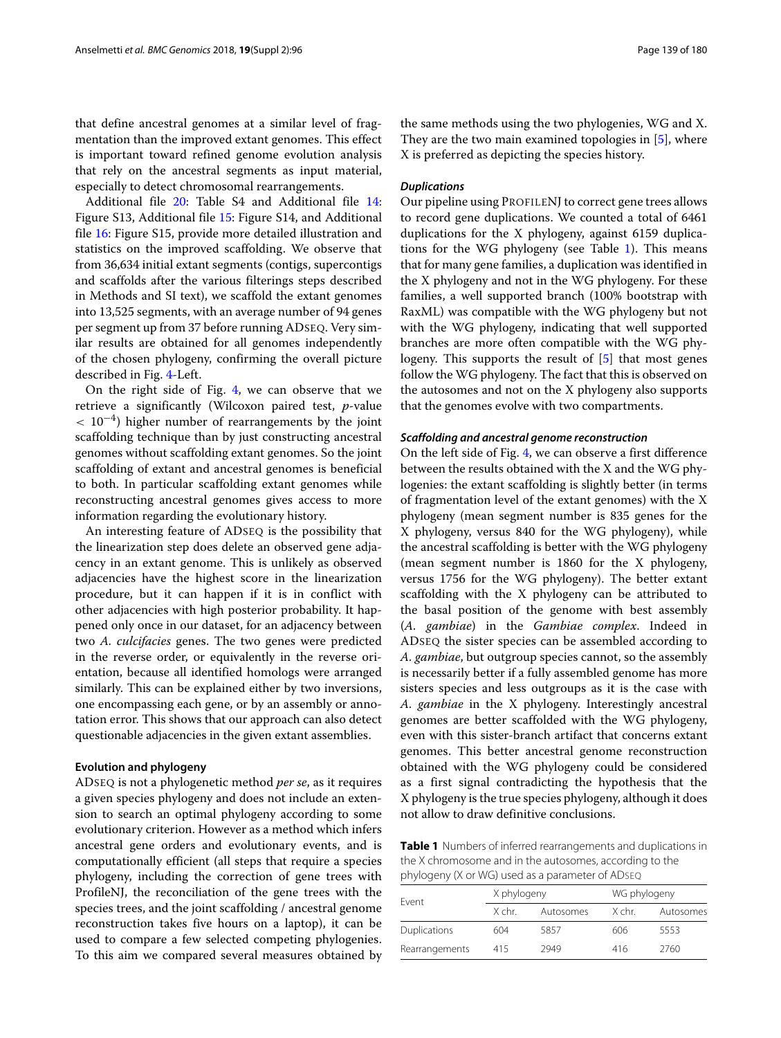that define ancestral genomes at a similar level of fragmentation than the improved extant genomes. This effect is important toward refined genome evolution analysis that rely on the ancestral segments as input material, especially to detect chromosomal rearrangements.

Additional file 20: Table S4 and Additional file 14: Figure S13, Additional file 15: Figure S14, and Additional file 16: Figure S15, provide more detailed illustration and statistics on the improved scaffolding. We observe that from 36,634 initial extant segments (contigs, supercontigs and scaffolds after the various filterings steps described in Methods and SI text), we scaffold the extant genomes into 13,525 segments, with an average number of 94 genes per segment up from 37 before running ADSEQ. Very similar results are obtained for all genomes independently of the chosen phylogeny, confirming the overall picture described in Fig. 4-Left.

On the right side of Fig. 4, we can observe that we retrieve a significantly (Wilcoxon paired test, $p$-value $< 10^{-4}$) higher number of rearrangements by the joint scaffolding technique than by just constructing ancestral genomes without scaffolding extant genomes. So the joint scaffolding of extant and ancestral genomes is beneficial to both. In particular scaffolding extant genomes while reconstructing ancestral genomes gives access to more information regarding the evolutionary history.

An interesting feature of ADSEQ is the possibility that the linearization step does delete an observed gene adjacency in an extant genome. This is unlikely as observed adjacencies have the highest score in the linearization procedure, but it can happen if it is in conflict with other adjacencies with high posterior probability. It happened only once in our dataset, for an adjacency between two *A. culcifacies* genes. The two genes were predicted in the reverse order, or equivalently in the reverse orientation, because all identified homologs were arranged similarly. This can be explained either by two inversions, one encompassing each gene, or by an assembly or annotation error. This shows that our approach can also detect questionable adjacencies in the given extant assemblies.

### Evolution and phylogeny

ADSEQ is not a phylogenetic method *per se*, as it requires a given species phylogeny and does not include an extension to search an optimal phylogeny according to some evolutionary criterion. However as a method which infers ancestral gene orders and evolutionary events, and is computationally efficient (all steps that require a species phylogeny, including the correction of gene trees with ProfileNJ, the reconciliation of the gene trees with the species trees, and the joint scaffolding / ancestral genome reconstruction takes five hours on a laptop), it can be used to compare a few selected competing phylogenies. To this aim we compared several measures obtained by the same methods using the two phylogenies, WG and X. They are the two main examined topologies in [5], where X is preferred as depicting the species history.

#### *Duplications*

Our pipeline using PROFILENJ to correct gene trees allows to record gene duplications. We counted a total of 6461 duplications for the X phylogeny, against 6159 duplications for the WG phylogeny (see Table 1). This means that for many gene families, a duplication was identified in the X phylogeny and not in the WG phylogeny. For these families, a well supported branch (100% bootstrap with RaxML) was compatible with the WG phylogeny but not with the WG phylogeny, indicating that well supported branches are more often compatible with the WG phylogeny. This supports the result of [5] that most genes follow the WG phylogeny. The fact that this is observed on the autosomes and not on the X phylogeny also supports that the genomes evolve with two compartments.

#### *Scaffolding and ancestral genome reconstruction*

On the left side of Fig. 4, we can observe a first difference between the results obtained with the X and the WG phylogenies: the extant scaffolding is slightly better (in terms of fragmentation level of the extant genomes) with the X phylogeny (mean segment number is 835 genes for the X phylogeny, versus 840 for the WG phylogeny), while the ancestral scaffolding is better with the WG phylogeny (mean segment number is 1860 for the X phylogeny, versus 1756 for the WG phylogeny). The better extant scaffolding with the X phylogeny can be attributed to the basal position of the genome with best assembly (*A. gambiae*) in the *Gambiae complex*. Indeed in ADSEQ the sister species can be assembled according to *A. gambiae*, but outgroup species cannot, so the assembly is necessarily better if a fully assembled genome has more sisters species and less outgroups as it is the case with *A. gambiae* in the X phylogeny. Interestingly ancestral genomes are better scaffolded with the WG phylogeny, even with this sister-branch artifact that concerns extant genomes. This better ancestral genome reconstruction obtained with the WG phylogeny could be considered as a first signal contradicting the hypothesis that the X phylogeny is the true species phylogeny, although it does not allow to draw definitive conclusions.

**Table 1** Numbers of inferred rearrangements and duplications in the X chromosome and in the autosomes, according to the phylogeny (X or WG) used as a parameter of ADSEQ

| Event | X phylogeny | | WG phylogeny | |
|---|---|---|---|---|
| | X chr. | Autosomes | X chr. | Autosomes |
| Duplications | 604 | 5857 | 606 | 5553 |
| Rearrangements | 415 | 2949 | 416 | 2760 |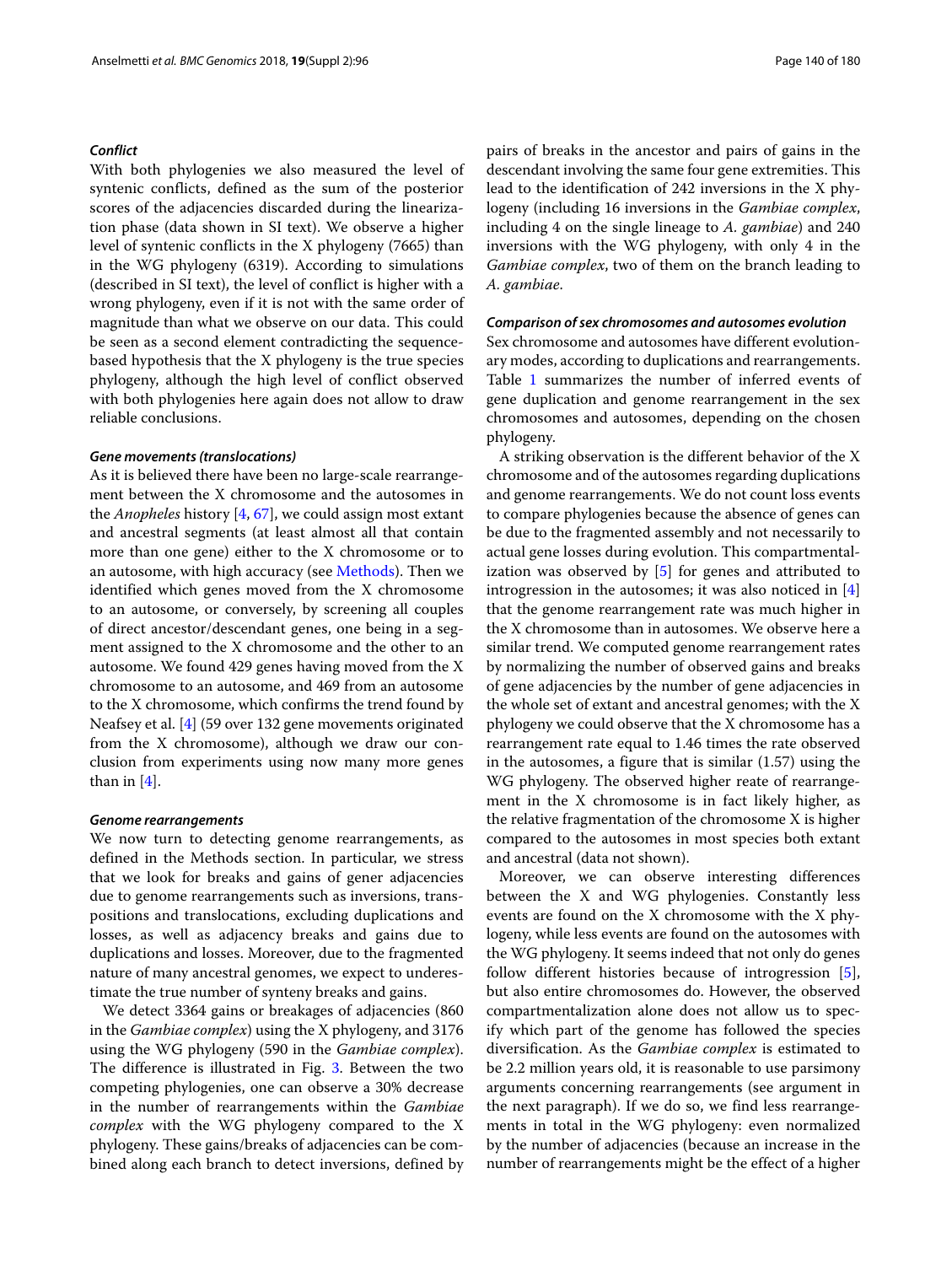#### *Conflict*

With both phylogenies we also measured the level of syntenic conflicts, defined as the sum of the posterior scores of the adjacencies discarded during the linearization phase (data shown in SI text). We observe a higher level of syntenic conflicts in the X phylogeny (7665) than in the WG phylogeny (6319). According to simulations (described in SI text), the level of conflict is higher with a wrong phylogeny, even if it is not with the same order of magnitude than what we observe on our data. This could be seen as a second element contradicting the sequence-based hypothesis that the X phylogeny is the true species phylogeny, although the high level of conflict observed with both phylogenies here again does not allow to draw reliable conclusions.

#### *Gene movements (translocations)*

As it is believed there have been no large-scale rearrangement between the X chromosome and the autosomes in the *Anopheles* history [4, 67], we could assign most extant and ancestral segments (at least almost all that contain more than one gene) either to the X chromosome or to an autosome, with high accuracy (see Methods). Then we identified which genes moved from the X chromosome to an autosome, or conversely, by screening all couples of direct ancestor/descendant genes, one being in a segment assigned to the X chromosome and the other to an autosome. We found 429 genes having moved from the X chromosome to an autosome, and 469 from an autosome to the X chromosome, which confirms the trend found by Neafsey et al. [4] (59 over 132 gene movements originated from the X chromosome), although we draw our conclusion from experiments using now many more genes than in [4].

#### *Genome rearrangements*

We now turn to detecting genome rearrangements, as defined in the Methods section. In particular, we stress that we look for breaks and gains of gener adjacencies due to genome rearrangements such as inversions, transpositions and translocations, excluding duplications and losses, as well as adjacency breaks and gains due to duplications and losses. Moreover, due to the fragmented nature of many ancestral genomes, we expect to underestimate the true number of synteny breaks and gains.

We detect 3364 gains or breakages of adjacencies (860 in the *Gambiae complex*) using the X phylogeny, and 3176 using the WG phylogeny (590 in the *Gambiae complex*). The difference is illustrated in Fig. 3. Between the two competing phylogenies, one can observe a 30% decrease in the number of rearrangements within the *Gambiae complex* with the WG phylogeny compared to the X phylogeny. These gains/breaks of adjacencies can be combined along each branch to detect inversions, defined by pairs of breaks in the ancestor and pairs of gains in the descendant involving the same four gene extremities. This lead to the identification of 242 inversions in the X phylogeny (including 16 inversions in the *Gambiae complex*, including 4 on the single lineage to *A. gambiae*) and 240 inversions with the WG phylogeny, with only 4 in the *Gambiae complex*, two of them on the branch leading to *A. gambiae*.

#### *Comparison of sex chromosomes and autosomes evolution*

Sex chromosome and autosomes have different evolutionary modes, according to duplications and rearrangements. Table 1 summarizes the number of inferred events of gene duplication and genome rearrangement in the sex chromosomes and autosomes, depending on the chosen phylogeny.

A striking observation is the different behavior of the X chromosome and of the autosomes regarding duplications and genome rearrangements. We do not count loss events to compare phylogenies because the absence of genes can be due to the fragmented assembly and not necessarily to actual gene losses during evolution. This compartmentalization was observed by [5] for genes and attributed to introgression in the autosomes; it was also noticed in [4] that the genome rearrangement rate was much higher in the X chromosome than in autosomes. We observe here a similar trend. We computed genome rearrangement rates by normalizing the number of observed gains and breaks of gene adjacencies by the number of gene adjacencies in the whole set of extant and ancestral genomes; with the X phylogeny we could observe that the X chromosome has a rearrangement rate equal to 1.46 times the rate observed in the autosomes, a figure that is similar (1.57) using the WG phylogeny. The observed higher reate of rearrangement in the X chromosome is in fact likely higher, as the relative fragmentation of the chromosome X is higher compared to the autosomes in most species both extant and ancestral (data not shown).

Moreover, we can observe interesting differences between the X and WG phylogenies. Constantly less events are found on the X chromosome with the X phylogeny, while less events are found on the autosomes with the WG phylogeny. It seems indeed that not only do genes follow different histories because of introgression [5], but also entire chromosomes do. However, the observed compartmentalization alone does not allow us to specify which part of the genome has followed the species diversification. As the *Gambiae complex* is estimated to be 2.2 million years old, it is reasonable to use parsimony arguments concerning rearrangements (see argument in the next paragraph). If we do so, we find less rearrangements in total in the WG phylogeny: even normalized by the number of adjacencies (because an increase in the number of rearrangements might be the effect of a higher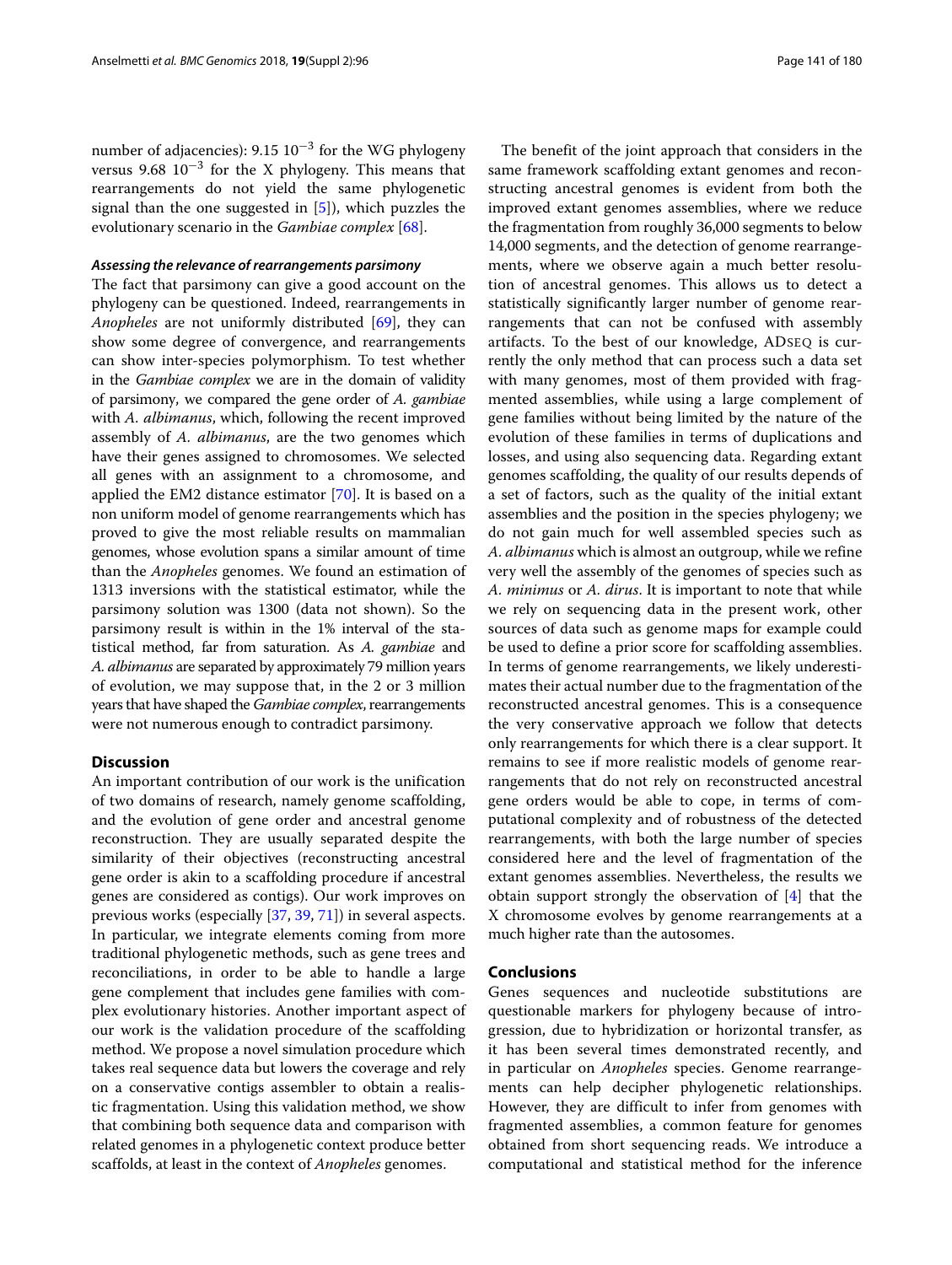number of adjacencies): 9.15 $10^{-3}$ for the WG phylogeny versus 9.68 $10^{-3}$ for the X phylogeny. This means that rearrangements do not yield the same phylogenetic signal than the one suggested in [5]), which puzzles the evolutionary scenario in the *Gambiae complex* [68].

#### *Assessing the relevance of rearrangements parsimony*

The fact that parsimony can give a good account on the phylogeny can be questioned. Indeed, rearrangements in *Anopheles* are not uniformly distributed [69], they can show some degree of convergence, and rearrangements can show inter-species polymorphism. To test whether in the *Gambiae complex* we are in the domain of validity of parsimony, we compared the gene order of *A. gambiae* with *A. albimanus*, which, following the recent improved assembly of *A. albimanus*, are the two genomes which have their genes assigned to chromosomes. We selected all genes with an assignment to a chromosome, and applied the EM2 distance estimator [70]. It is based on a non uniform model of genome rearrangements which has proved to give the most reliable results on mammalian genomes, whose evolution spans a similar amount of time than the *Anopheles* genomes. We found an estimation of 1313 inversions with the statistical estimator, while the parsimony solution was 1300 (data not shown). So the parsimony result is within in the 1% interval of the statistical method, far from saturation. As *A. gambiae* and *A. albimanus* are separated by approximately 79 million years of evolution, we may suppose that, in the 2 or 3 million years that have shaped the *Gambiae complex*, rearrangements were not numerous enough to contradict parsimony.

## Discussion

An important contribution of our work is the unification of two domains of research, namely genome scaffolding, and the evolution of gene order and ancestral genome reconstruction. They are usually separated despite the similarity of their objectives (reconstructing ancestral gene order is akin to a scaffolding procedure if ancestral genes are considered as contigs). Our work improves on previous works (especially [37, 39, 71]) in several aspects. In particular, we integrate elements coming from more traditional phylogenetic methods, such as gene trees and reconciliations, in order to be able to handle a large gene complement that includes gene families with complex evolutionary histories. Another important aspect of our work is the validation procedure of the scaffolding method. We propose a novel simulation procedure which takes real sequence data but lowers the coverage and rely on a conservative contigs assembler to obtain a realistic fragmentation. Using this validation method, we show that combining both sequence data and comparison with related genomes in a phylogenetic context produce better scaffolds, at least in the context of *Anopheles* genomes.

The benefit of the joint approach that considers in the same framework scaffolding extant genomes and reconstructing ancestral genomes is evident from both the improved extant genomes assemblies, where we reduce the fragmentation from roughly 36,000 segments to below 14,000 segments, and the detection of genome rearrangements, where we observe again a much better resolution of ancestral genomes. This allows us to detect a statistically significantly larger number of genome rearrangements that can not be confused with assembly artifacts. To the best of our knowledge, ADSEQ is currently the only method that can process such a data set with many genomes, most of them provided with fragmented assemblies, while using a large complement of gene families without being limited by the nature of the evolution of these families in terms of duplications and losses, and using also sequencing data. Regarding extant genomes scaffolding, the quality of our results depends of a set of factors, such as the quality of the initial extant assemblies and the position in the species phylogeny; we do not gain much for well assembled species such as *A. albimanus* which is almost an outgroup, while we refine very well the assembly of the genomes of species such as *A. minimus* or *A. dirus*. It is important to note that while we rely on sequencing data in the present work, other sources of data such as genome maps for example could be used to define a prior score for scaffolding assemblies. In terms of genome rearrangements, we likely underestimates their actual number due to the fragmentation of the reconstructed ancestral genomes. This is a consequence the very conservative approach we follow that detects only rearrangements for which there is a clear support. It remains to see if more realistic models of genome rearrangements that do not rely on reconstructed ancestral gene orders would be able to cope, in terms of computational complexity and of robustness of the detected rearrangements, with both the large number of species considered here and the level of fragmentation of the extant genomes assemblies. Nevertheless, the results we obtain support strongly the observation of [4] that the X chromosome evolves by genome rearrangements at a much higher rate than the autosomes.

## Conclusions

Genes sequences and nucleotide substitutions are questionable markers for phylogeny because of introgression, due to hybridization or horizontal transfer, as it has been several times demonstrated recently, and in particular on *Anopheles* species. Genome rearrangements can help decipher phylogenetic relationships. However, they are difficult to infer from genomes with fragmented assemblies, a common feature for genomes obtained from short sequencing reads. We introduce a computational and statistical method for the inference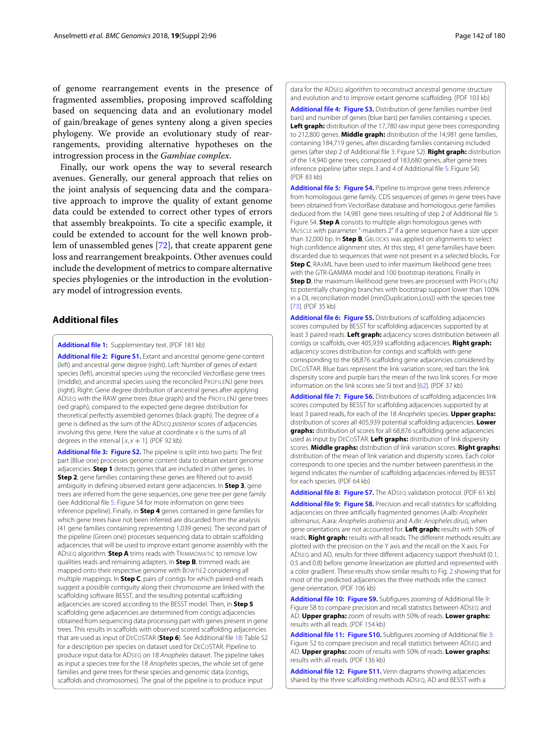of genome rearrangement events in the presence of fragmented assemblies, proposing improved scaffolding based on sequencing data and an evolutionary model of gain/breakage of genes synteny along a given species phylogeny. We provide an evolutionary study of rearrangements, providing alternative hypotheses on the introgression process in the *Gambiae complex*.

Finally, our work opens the way to several research avenues. Generally, our general approach that relies on the joint analysis of sequencing data and the comparative approach to improve the quality of extant genome data could be extended to correct other types of errors that assembly breakpoints. To cite a specific example, it could be extended to account for the well known problem of unassembled genes [72], that create apparent gene loss and rearrangement breakpoints. Other avenues could include the development of metrics to compare alternative species phylogenies or the introduction in the evolutionary model of introgression events.

## Additional files

**Additional file 1:** Supplementary text. (PDF 181 kb)

**Additional file 2: Figure S1.** Extant and ancestral genome gene content (left) and ancestral gene degree (right). Left: Number of genes of extant species (left), ancestral species using the reconciled VectorBase gene trees (middle), and ancestral species using the reconciled ProfileNJ gene trees (right). Right: Gene degree distribution of ancestral genes after applying ADseq with the RAW gene trees (blue graph) and the ProfileNJ gene trees (red graph), compared to the expected gene degree distribution for theoretical perfectly assembled genomes (black graph). The degree of a gene is defined as the sum of the ADseq *posterior* scores of adjacencies involving this gene. Here the value at coordinate $x$ is the sums of all degrees in the interval $[x, x + 1]$. (PDF 92 kb)

**Additional file 3: Figure S2.** The pipeline is split into two parts: The first part (Blue one) processes genome content data to obtain extant genome adjacencies. **Step 1** detects genes that are included in other genes. In **Step 2**, gene families containing these genes are filtered out to avoid ambiguity in defining observed extant gene adjacencies. In **Step 3**, gene trees are inferred from the gene sequences, one gene tree per gene family (see Additional file 5: Figure S4 for more information on gene trees inference pipeline). Finally, in **Step 4** genes contained in gene families for which gene trees have not been inferred are discarded from the analysis (41 gene families containing representing 1,039 genes). The second part of the pipeline (Green one) processes sequencing data to obtain scaffolding adjacencies that will be used to improve extant genome assembly with the ADseq algorithm. **Step A** trims reads with Trimmomatic to remove low qualities reads and remaining adapters. In **Step B**, trimmed reads are mapped onto their respective genome with Bowtie2 considering all multiple mappings. In **Step C**, pairs of contigs for which paired-end reads suggest a possible contiguity along their chromosome are linked with the scaffolding software BESST, and the resulting potential scaffolding adjacencies are scored according to the BESST model. Then, in **Step 5** scaffolding gene adjacencies are determined from contigs adjacencies obtained from sequencing data processing part with genes present in gene trees. This results in scaffolds with observed scored scaffolding adjacencies that are used as input of DeCoSTAR (**Step 6**). See Additional file 18: Table S2 for a description per species on dataset used for DeCoSTAR. Pipeline to produce input data for ADseq on 18 *Anopheles* dataset. The pipeline takes as input a species tree for the 18 *Anopheles* species, the whole set of gene families and gene trees for these species and genomic data (contigs, scaffolds and chromosomes). The goal of the pipeline is to produce input data for the ADseq algorithm to reconstruct ancestral genome structure and evolution and to improve extant genome scaffolding. (PDF 103 kb)

**Additional file 4: Figure S3.** Distribution of gene families number (red bars) and number of genes (blue bars) per families containing $x$ species. **Left graph:** distribution of the 17,780 raw input gene trees corresponding to 212,800 genes. **Middle graph:** distribution of the 14,981 gene families, containing 184,719 genes, after discarding families containing included genes (after step 2 of Additional file 3: Figure S2). **Right graph:** distribution of the 14,940 gene trees, composed of 183,680 genes, after gene trees inference pipeline (after steps 3 and 4 of Additional file 5: Figure S4). (PDF 83 kb)

**Additional file 5: Figure S4.** Pipeline to improve gene trees inference from homologous gene family. CDS sequences of genes in gene trees have been obtained from VectorBase database and homologous gene families deduced from the 14,981 gene trees resulting of step 2 of Additional file 5: Figure S4. **Step A** consists to multiple align homologous genes with Muscle with parameter "-maxiters 2" if a gene sequence have a size upper than 32,000 bp. In **Step B**, Gblocks was applied on alignments to select high confidence alignment sites. At this step, 41 gene families have been discarded due to sequences that were not present in a selected blocks. For **Step C**, RAxML have been used to infer maximum likelihood gene trees with the GTR-GAMMA model and 100 bootstrap iterations. Finally in **Step D**, the maximum likelihood gene trees are processed with ProfileNJ to potentially changing branches with bootstrap support lower than 100% in a DL reconciliation model (min(Duplication,Loss)) with the species tree [73]. (PDF 35 kb)

**Additional file 6: Figure S5.** Distributions of scaffolding adjacencies scores computed by BESST for scaffolding adjacencies supported by at least 3 paired reads. **Left graph:** adjacency scores distribution between all contigs or scaffolds, over 405,939 scaffolding adjacencies. **Right graph:** adjacency scores distribution for contigs and scaffolds with gene corresponding to the 68,876 scaffolding gene adjacencies considered by DeCoSTAR. Blue bars represent the link variation score, red bars the link dispersity score and purple bars the mean of the two link scores. For more information on the link scores see SI text and [62]. (PDF 37 kb)

**Additional file 7: Figure S6.** Distributions of scaffolding adjacencies link scores computed by BESST for scaffolding adjacencies supported by at least 3 paired reads, for each of the 18 *Anopheles* species. **Upper graphs:** distribution of scores all 405,939 potential scaffolding adjacencies. **Lower graphs:** distribution of scores for all 68,876 scaffolding gene adjacencies used as input by DeCoSTAR. **Left graphs:** distribution of link dispersity scores. **Middle graphs:** distribution of link variation scores. **Right graphs:** distribution of the mean of link variation and dispersity scores. Each color corresponds to one species and the number between parenthesis in the legend indicates the number of scaffolding adjacencies inferred by BESST for each species. (PDF 64 kb)

**Additional file 8: Figure S7.** The ADseq validation protocol. (PDF 61 kb)

**Additional file 9: Figure S8.** Precision and recall statistics for scaffolding adjacencies on three artificially fragmented genomes (A.alb: *Anopheles albimanus*, A.ara: *Anopheles arabiensis* and A.dir: *Anopheles dirus*), when gene orientations are not accounted for. **Left graph:** results with 50% of reads. **Right graph:** results with all reads. The different methods results are plotted with the precision on the Y axis and the recall on the X axis. For ADseq and AD, results for three different adjacency support threshold (0.1, 0.5 and 0.8) before genome linearization are plotted and represented with a color gradient. These results show similar results to Fig. 2 showing that for most of the predicted adjacencies the three methods infer the correct gene orientation. (PDF 106 kb)

**Additional file 10: Figure S9.** Subfigures zooming of Additional file 9: Figure S8 to compare precision and recall statistics between ADseq and AD. **Upper graphs:** zoom of results with 50% of reads. **Lower graphs:** results with all reads. (PDF 154 kb)

**Additional file 11: Figure S10.** Subfigures zooming of Additional file 3: Figure S2 to compare precision and recall statistics between ADseq and AD. **Upper graphs:** zoom of results with 50% of reads. **Lower graphs:** results with all reads. (PDF 136 kb)

**Additional file 12: Figure S11.** Venn diagrams showing adjacencies shared by the three scaffolding methods ADseq, AD and BESST with a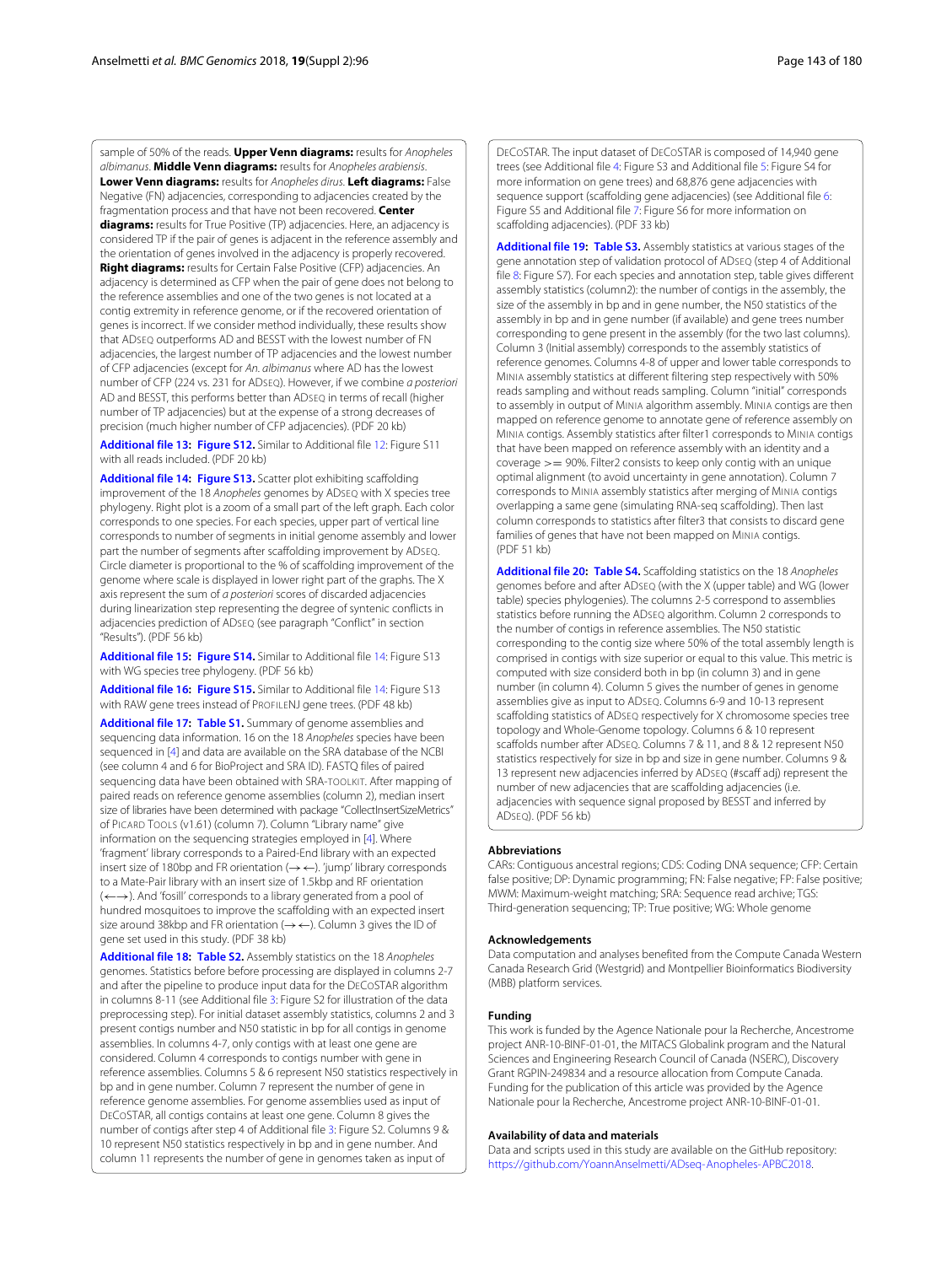sample of 50% of the reads. **Upper Venn diagrams:** results for *Anopheles albimanus*. **Middle Venn diagrams:** results for *Anopheles arabiensis*. **Lower Venn diagrams:** results for *Anopheles dirus*. **Left diagrams:** False Negative (FN) adjacencies, corresponding to adjacencies created by the fragmentation process and that have not been recovered. **Center diagrams:** results for True Positive (TP) adjacencies. Here, an adjacency is considered TP if the pair of genes is adjacent in the reference assembly and the orientation of genes involved in the adjacency is properly recovered. **Right diagrams:** results for Certain False Positive (CFP) adjacencies. An adjacency is determined as CFP when the pair of gene does not belong to the reference assemblies and one of the two genes is not located at a contig extremity in reference genome, or if the recovered orientation of genes is incorrect. If we consider method individually, these results show that ADSEQ outperforms AD and BESST with the lowest number of FN adjacencies, the largest number of TP adjacencies and the lowest number of CFP adjacencies (except for *An. albimanus* where AD has the lowest number of CFP (224 vs. 231 for ADSEQ). However, if we combine *a posteriori* AD and BESST, this performs better than ADSEQ in terms of recall (higher number of TP adjacencies) but at the expense of a strong decreases of precision (much higher number of CFP adjacencies). (PDF 20 kb)

**Additional file 13: Figure S12.** Similar to Additional file 12: Figure S11 with all reads included. (PDF 20 kb)

**Additional file 14: Figure S13.** Scatter plot exhibiting scaffolding improvement of the 18 *Anopheles* genomes by ADSEQ with X species tree phylogeny. Right plot is a zoom of a small part of the left graph. Each color corresponds to one species. For each species, upper part of vertical line corresponds to number of segments in initial genome assembly and lower part the number of segments after scaffolding improvement by ADSEQ. Circle diameter is proportional to the % of scaffolding improvement of the genome where scale is displayed in lower right part of the graphs. The X axis represent the sum of *a posteriori* scores of discarded adjacencies during linearization step representing the degree of syntenic conflicts in adjacencies prediction of ADSEQ (see paragraph "Conflict" in section "Results"). (PDF 56 kb)

**Additional file 15: Figure S14.** Similar to Additional file 14: Figure S13 with WG species tree phylogeny. (PDF 56 kb)

**Additional file 16: Figure S15.** Similar to Additional file 14: Figure S13 with RAW gene trees instead of PROFILENJ gene trees. (PDF 48 kb)

**Additional file 17: Table S1.** Summary of genome assemblies and sequencing data information. 16 on the 18 *Anopheles* species have been sequenced in [4] and data are available on the SRA database of the NCBI (see column 4 and 6 for BioProject and SRA ID). FASTQ files of paired sequencing data have been obtained with SRA-TOOLKIT. After mapping of paired reads on reference genome assemblies (column 2), median insert size of libraries have been determined with package "CollectInsertSizeMetrics" of PICARD TOOLS (v1.61) (column 7). Column "Library name" give information on the sequencing strategies employed in [4]. Where 'fragment' library corresponds to a Paired-End library with an expected insert size of 180bp and FR orientation (→ ←). 'jump' library corresponds to a Mate-Pair library with an insert size of 1.5kbp and RF orientation (← →). And 'fosill' corresponds to a library generated from a pool of hundred mosquitoes to improve the scaffolding with an expected insert size around 38kbp and FR orientation (→ ←). Column 3 gives the ID of gene set used in this study. (PDF 38 kb)

**Additional file 18: Table S2.** Assembly statistics on the 18 *Anopheles* genomes. Statistics before before processing are displayed in columns 2-7 and after the pipeline to produce input data for the DECOSTAR algorithm in columns 8-11 (see Additional file 3: Figure S2 for illustration of the data preprocessing step). For initial dataset assembly statistics, columns 2 and 3 present contigs number and N50 statistic in bp for all contigs in genome assemblies. In columns 4-7, only contigs with at least one gene are considered. Column 4 corresponds to contigs number with gene in reference assemblies. Columns 5 & 6 represent N50 statistics respectively in bp and in gene number. Column 7 represent the number of gene in reference genome assemblies. For genome assemblies used as input of DECOSTAR, all contigs contains at least one gene. Column 8 gives the number of contigs after step 4 of Additional file 3: Figure S2. Columns 9 & 10 represent N50 statistics respectively in bp and in gene number. And column 11 represents the number of gene in genomes taken as input of DECOSTAR. The input dataset of DECOSTAR is composed of 14,940 gene trees (see Additional file 4: Figure S3 and Additional file 5: Figure S4 for more information on gene trees) and 68,876 gene adjacencies with sequence support (scaffolding gene adjacencies) (see Additional file 6: Figure S5 and Additional file 7: Figure S6 for more information on scaffolding adjacencies). (PDF 33 kb)

**Additional file 19: Table S3.** Assembly statistics at various stages of the gene annotation step of validation protocol of ADSEQ (step 4 of Additional file 8: Figure S7). For each species and annotation step, table gives different assembly statistics (column2): the number of contigs in the assembly, the size of the assembly in bp and in gene number, the N50 statistics of the assembly in bp and in gene number (if available) and gene trees number corresponding to gene present in the assembly (for the two last columns). Column 3 (Initial assembly) corresponds to the assembly statistics of reference genomes. Columns 4-8 of upper and lower table corresponds to MINIA assembly statistics at different filtering step respectively with 50% reads sampling and without reads sampling. Column "initial" corresponds to assembly in output of MINIA algorithm assembly. MINIA contigs are then mapped on reference genome to annotate gene of reference assembly on MINIA contigs. Assembly statistics after filter1 corresponds to MINIA contigs that have been mapped on reference assembly with an identity and a coverage >= 90%. Filter2 consists to keep only contig with an unique optimal alignment (to avoid uncertainty in gene annotation). Column 7 corresponds to MINIA assembly statistics after merging of MINIA contigs overlapping a same gene (simulating RNA-seq scaffolding). Then last column corresponds to statistics after filter3 that consists to discard gene families of genes that have not been mapped on MINIA contigs. (PDF 51 kb)

**Additional file 20: Table S4.** Scaffolding statistics on the 18 *Anopheles* genomes before and after ADSEQ (with the X (upper table) and WG (lower table) species phylogenies). The columns 2-5 correspond to assemblies statistics before running the ADSEQ algorithm. Column 2 corresponds to the number of contigs in reference assemblies. The N50 statistic corresponding to the contig size where 50% of the total assembly length is comprised in contigs with size superior or equal to this value. This metric is computed with size considerd both in bp (in column 3) and in gene number (in column 4). Column 5 gives the number of genes in genome assemblies give as input to ADSEQ. Columns 6-9 and 10-13 represent scaffolding statistics of ADSEQ respectively for X chromosome species tree topology and Whole-Genome topology. Columns 6 & 10 represent scaffolds number after ADSEQ. Columns 7 & 11, and 8 & 12 represent N50 statistics respectively for size in bp and size in gene number. Columns 9 & 13 represent new adjacencies inferred by ADSEQ (#scaff adj) represent the number of new adjacencies that are scaffolding adjacencies (i.e. adjacencies with sequence signal proposed by BESST and inferred by ADSEQ). (PDF 56 kb)

## Abbreviations

CARs: Contiguous ancestral regions; CDS: Coding DNA sequence; CFP: Certain false positive; DP: Dynamic programming; FN: False negative; FP: False positive; MWM: Maximum-weight matching; SRA: Sequence read archive; TGS: Third-generation sequencing; TP: True positive; WG: Whole genome

## Acknowledgements

Data computation and analyses benefited from the Compute Canada Western Canada Research Grid (Westgrid) and Montpellier Bioinformatics Biodiversity (MBB) platform services.

## Funding

This work is funded by the Agence Nationale pour la Recherche, Ancestrome project ANR-10-BINF-01-01, the MITACS Globalink program and the Natural Sciences and Engineering Research Council of Canada (NSERC), Discovery Grant RGPIN-249834 and a resource allocation from Compute Canada. Funding for the publication of this article was provided by the Agence Nationale pour la Recherche, Ancestrome project ANR-10-BINF-01-01.

## Availability of data and materials

Data and scripts used in this study are available on the GitHub repository: https://github.com/YoannAnselmetti/ADseq-Anopheles-APBC2018.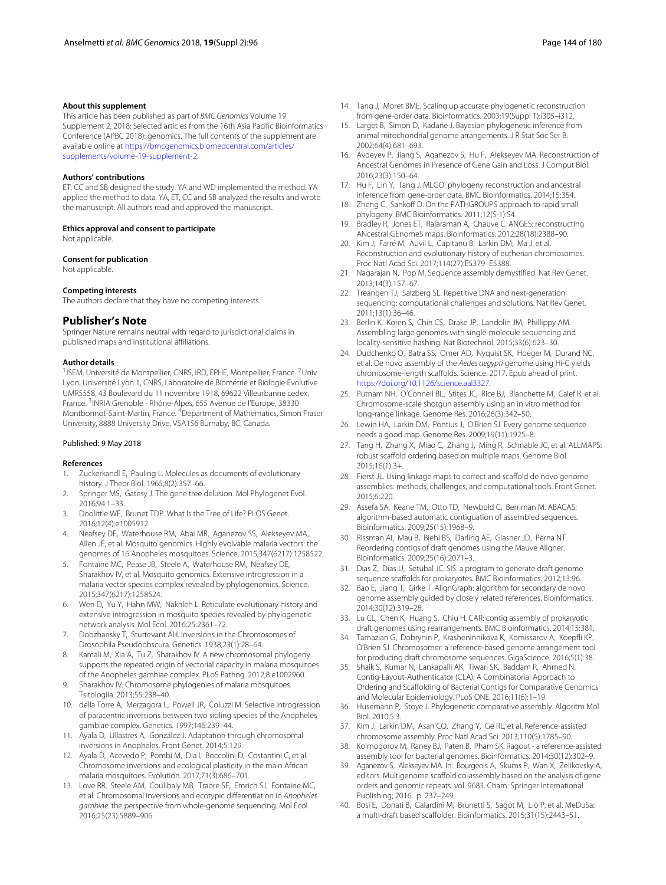#### About this supplement

This article has been published as part of *BMC Genomics* Volume 19 Supplement 2, 2018: Selected articles from the 16th Asia Pacific Bioinformatics Conference (APBC 2018): genomics. The full contents of the supplement are available online at https://bmcgenomics.biomedcentral.com/articles/supplements/volume-19-supplement-2.

#### Authors' contributions

ET, CC and SB designed the study. YA and WD implemented the method. YA applied the method to data. YA, ET, CC and SB analyzed the results and wrote the manuscript. All authors read and approved the manuscript.

#### Ethics approval and consent to participate

Not applicable.

#### Consent for publication

Not applicable.

#### Competing interests

The authors declare that they have no competing interests.

## Publisher's Note

Springer Nature remains neutral with regard to jurisdictional claims in published maps and institutional affiliations.

#### Author details

[1]ISEM, Université de Montpellier, CNRS, IRD, EPHE, Montpellier, France. [2]Univ Lyon, Université Lyon 1, CNRS, Laboratoire de Biométrie et Biologie Evolutive UMR5558, 43 Boulevard du 11 novembre 1918, 69622 Villeurbanne cedex, France. [3]INRIA Grenoble - Rhône-Alpes, 655 Avenue de l'Europe, 38330 Montbonnot-Saint-Martin, France. [4]Department of Mathematics, Simon Fraser University, 8888 University Drive, V5A1S6 Burnaby, BC, Canada.

Published: 9 May 2018

#### References

1. Zuckerkandl E, Pauling L. Molecules as documents of evolutionary history. J Theor Biol. 1965;8(2):357–66.
2. Springer MS, Gatesy J. The gene tree delusion. Mol Phylogenet Evol. 2016;94:1–33.
3. Doolittle WF, Brunet TDP. What Is the Tree of Life? PLOS Genet. 2016;12(4):e1005912.
4. Neafsey DE, Waterhouse RM, Abai MR, Aganezov SS, Alekseyev MA, Allen JE, et al. Mosquito genomics. Highly evolvable malaria vectors: the genomes of 16 Anopheles mosquitoes. Science. 2015;347(6217):1258522.
5. Fontaine MC, Pease JB, Steele A, Waterhouse RM, Neafsey DE, Sharakhov IV, et al. Mosquito genomics. Extensive introgression in a malaria vector species complex revealed by phylogenomics. Science. 2015;347(6217):1258524.
6. Wen D, Yu Y, Hahn MW, Nakhleh L. Reticulate evolutionary history and extensive introgression in mosquito species revealed by phylogenetic network analysis. Mol Ecol. 2016;25:2361–72.
7. Dobzhansky T, Sturtevant AH. Inversions in the Chromosomes of Drosophila Pseudoobscura. Genetics. 1938;23(1):28–64.
8. Kamali M, Xia A, Tu Z, Sharakhov IV. A new chromosomal phylogeny supports the repeated origin of vectorial capacity in malaria mosquitoes of the Anopheles gambiae complex. PLoS Pathog. 2012;8:e1002960.
9. Sharakhov IV. Chromosome phylogenies of malaria mosquitoes. Tsitologiia. 2013;55:238–40.
10. della Torre A, Merzagora L, Powell JR, Coluzzi M. Selective introgression of paracentric inversions between two sibling species of the Anopheles gambiae complex. Genetics. 1997;146:239–44.
11. Ayala D, Ullastres A, González J. Adaptation through chromosomal inversions in Anopheles. Front Genet. 2014;5:129.
12. Ayala D, Acevedo P, Pombi M, Dia I, Boccolini D, Costantini C, et al. Chromosome inversions and ecological plasticity in the main African malaria mosquitoes. Evolution. 2017;71(3):686–701.
13. Love RR, Steele AM, Coulibaly MB, Traore SF, Emrich SJ, Fontaine MC, et al. Chromosomal inversions and ecotypic differentiation in *Anopheles gambiae*: the perspective from whole-genome sequencing. Mol Ecol. 2016;25(23):5889–906.
14. Tang J, Moret BME. Scaling up accurate phylogenetic reconstruction from gene-order data. Bioinformatics. 2003;19(Suppl 1):i305–i312.
15. Larget B, Simon D, Kadane J. Bayesian phylogenetic inference from animal mitochondrial genome arrangements. J R Stat Soc Ser B. 2002;64(4):681–693.
16. Avdeyev P, Jiang S, Aganezov S, Hu F, Alekseyev MA. Reconstruction of Ancestral Genomes in Presence of Gene Gain and Loss. J Comput Biol. 2016;23(3):150–64.
17. Hu F, Lin Y, Tang J. MLGO: phylogeny reconstruction and ancestral inference from gene-order data. BMC Bioinformatics. 2014;15:354.
18. Zheng C, Sankoff D. On the PATHGROUPS approach to rapid small phylogeny. BMC Bioinformatics. 2011;12(S-1):S4.
19. Bradley R, Jones ET, Rajaraman A, Chauve C. ANGES: reconstructing ANcestral GEnomeS maps. Bioinformatics. 2012;28(18):2388–90.
20. Kim J, Farré M, Auvil L, Capitanu B, Larkin DM, Ma J, et al. Reconstruction and evolutionary history of eutherian chromosomes. Proc Natl Acad Sci. 2017;114(27):E5379–E5388.
21. Nagarajan N, Pop M. Sequence assembly demystified. Nat Rev Genet. 2013;14(3):157–67.
22. Treangen TJ, Salzberg SL. Repetitive DNA and next-generation sequencing: computational challenges and solutions. Nat Rev Genet. 2011;13(1):36–46.
23. Berlin K, Koren S, Chin CS, Drake JP, Landolin JM, Phillippy AM. Assembling large genomes with single-molecule sequencing and locality-sensitive hashing. Nat Biotechnol. 2015;33(6):623–30.
24. Dudchenko O, Batra SS, Omer AD, Nyquist SK, Hoeger M, Durand NC, et al. De novo assembly of the *Aedes aegypti* genome using Hi-C yields chromosome-length scaffolds. Science. 2017. Epub ahead of print. https://doi.org/10.1126/science.aal3327.
25. Putnam NH, O'Connell BL, Stites JC, Rice BJ, Blanchette M, Calef R, et al. Chromosome-scale shotgun assembly using an in vitro method for long-range linkage. Genome Res. 2016;26(3):342–50.
26. Lewin HA, Larkin DM, Pontius J, O'Brien SJ. Every genome sequence needs a good map. Genome Res. 2009;19(11):1925–8.
27. Tang H, Zhang X, Miao C, Zhang J, Ming R, Schnable JC, et al. ALLMAPS: robust scaffold ordering based on multiple maps. Genome Biol. 2015;16(1):3+.
28. Fierst JL. Using linkage maps to correct and scaffold de novo genome assemblies: methods, challenges, and computational tools. Front Genet. 2015;6:220.
29. Assefa SA, Keane TM, Otto TD, Newbold C, Berriman M. ABACAS: algorithm-based automatic contiguation of assembled sequences. Bioinformatics. 2009;25(15):1968–9.
30. Rissman AI, Mau B, Biehl BS, Darling AE, Glasner JD, Perna NT. Reordering contigs of draft genomes using the Mauve Aligner. Bioinformatics. 2009;25(16):2071–3.
31. Dias Z, Dias U, Setubal JC. SIS: a program to generate draft genome sequence scaffolds for prokaryotes. BMC Bioinformatics. 2012;13:96.
32. Bao E, Jiang T, Girke T. AlignGraph: algorithm for secondary de novo genome assembly guided by closely related references. Bioinformatics. 2014;30(12):319–28.
33. Lu CL, Chen K, Huang S, Chiu H. CAR: contig assembly of prokaryotic draft genomes using rearrangements. BMC Bioinformatics. 2014;15:381.
34. Tamazian G, Dobrynin P, Krasheninnikova K, Komissarov A, Koepfli KP, O'Brien SJ. Chromosomer: a reference-based genome arrangement tool for producing draft chromosome sequences. GigaScience. 2016;5(1):38.
35. Shaik S, Kumar N, Lankapalli AK, Tiwari SK, Baddam R, Ahmed N. Contig-Layout-Authenticator (CLA): A Combinatorial Approach to Ordering and Scaffolding of Bacterial Contigs for Comparative Genomics and Molecular Epidemiology. PLoS ONE. 2016;11(6):1–19.
36. Husemann P, Stoye J. Phylogenetic comparative assembly. Algoritm Mol Biol. 2010;5:3.
37. Kim J, Larkin DM, Asan CQ, Zhang Y, Ge RL, et al. Reference-assisted chromosome assembly. Proc Natl Acad Sci. 2013;110(5):1785–90.
38. Kolmogorov M, Raney BJ, Paten B, Pham SK. Ragout - a reference-assisted assembly tool for bacterial genomes. Bioinformatics. 2014;30(12):302–9.
39. Aganezov S, Alekseyev MA. In: Bourgeois A, Skums P, Wan X, Zelikovsky A, editors. Multigenome scaffold co-assembly based on the analysis of gene orders and genomic repeats. vol. 9683. Cham: Springer International Publishing; 2016. p. 237–249.
40. Bosi E, Donati B, Galardini M, Brunetti S, Sagot M, Liò P, et al. MeDuSa: a multi-draft based scaffolder. Bioinformatics. 2015;31(15):2443–51.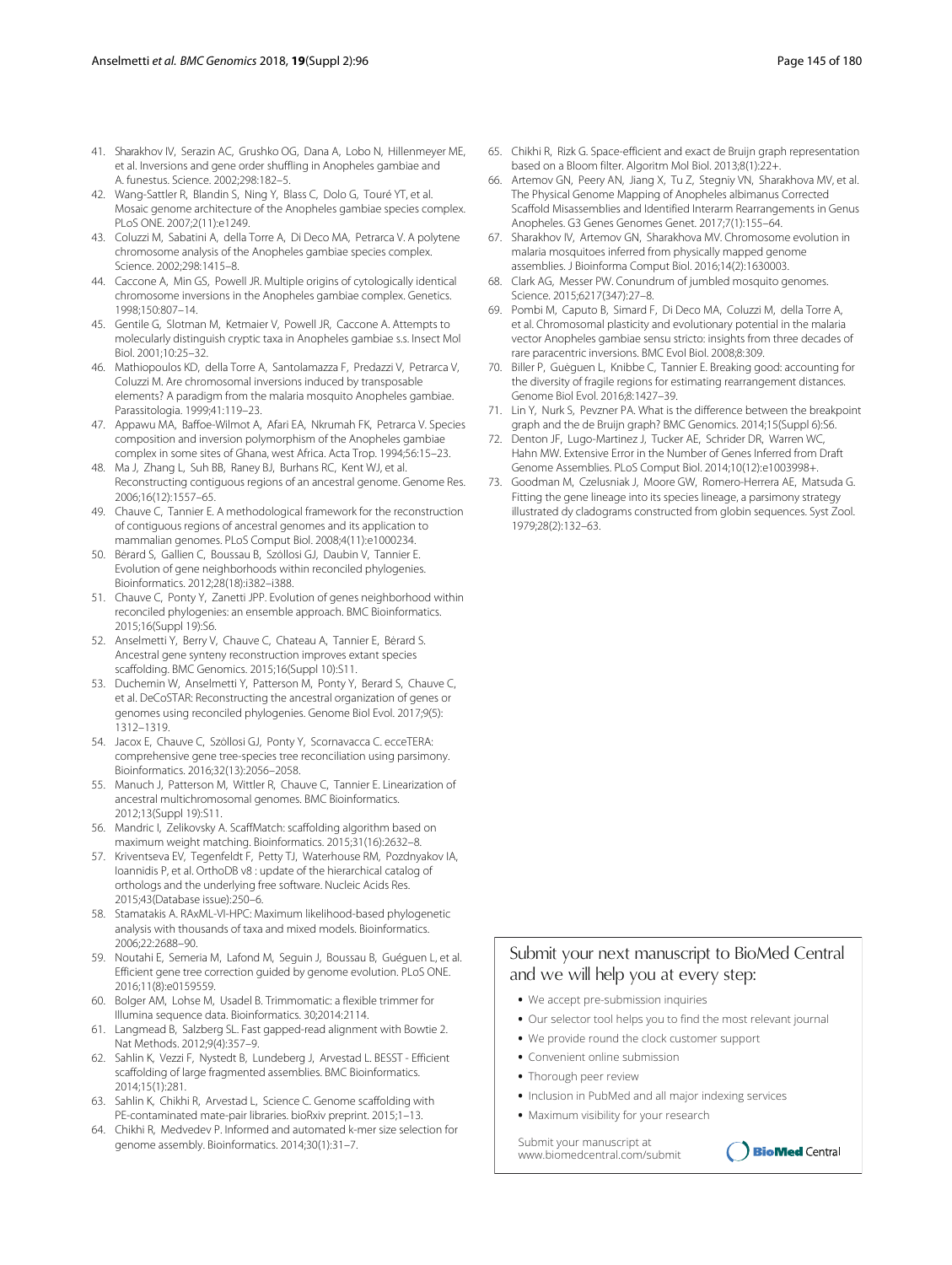41. Sharakhov IV, Serazin AC, Grushko OG, Dana A, Lobo N, Hillenmeyer ME, et al. Inversions and gene order shuffling in Anopheles gambiae and A. funestus. Science. 2002;298:182–5.
42. Wang-Sattler R, Blandin S, Ning Y, Blass C, Dolo G, Touré YT, et al. Mosaic genome architecture of the Anopheles gambiae species complex. PLoS ONE. 2007;2(11):e1249.
43. Coluzzi M, Sabatini A, della Torre A, Di Deco MA, Petrarca V. A polytene chromosome analysis of the Anopheles gambiae species complex. Science. 2002;298:1415–8.
44. Caccone A, Min GS, Powell JR. Multiple origins of cytologically identical chromosome inversions in the Anopheles gambiae complex. Genetics. 1998;150:807–14.
45. Gentile G, Slotman M, Ketmaier V, Powell JR, Caccone A. Attempts to molecularly distinguish cryptic taxa in Anopheles gambiae s.s. Insect Mol Biol. 2001;10:25–32.
46. Mathiopoulos KD, della Torre A, Santolamazza F, Predazzi V, Petrarca V, Coluzzi M. Are chromosomal inversions induced by transposable elements? A paradigm from the malaria mosquito Anopheles gambiae. Parassitologia. 1999;41:119–23.
47. Appawu MA, Baffoe-Wilmot A, Afari EA, Nkrumah FK, Petrarca V. Species composition and inversion polymorphism of the Anopheles gambiae complex in some sites of Ghana, west Africa. Acta Trop. 1994;56:15–23.
48. Ma J, Zhang L, Suh BB, Raney BJ, Burhans RC, Kent WJ, et al. Reconstructing contiguous regions of an ancestral genome. Genome Res. 2006;16(12):1557–65.
49. Chauve C, Tannier E. A methodological framework for the reconstruction of contiguous regions of ancestral genomes and its application to mammalian genomes. PLoS Comput Biol. 2008;4(11):e1000234.
50. Bérard S, Gallien C, Boussau B, Szöllosi GJ, Daubin V, Tannier E. Evolution of gene neighborhoods within reconciled phylogenies. Bioinformatics. 2012;28(18):i382–i388.
51. Chauve C, Ponty Y, Zanetti JPP. Evolution of genes neighborhood within reconciled phylogenies: an ensemble approach. BMC Bioinformatics. 2015;16(Suppl 19):S6.
52. Anselmetti Y, Berry V, Chauve C, Chateau A, Tannier E, Bérard S. Ancestral gene synteny reconstruction improves extant species scaffolding. BMC Genomics. 2015;16(Suppl 10):S11.
53. Duchemin W, Anselmetti Y, Patterson M, Ponty Y, Berard S, Chauve C, et al. DeCoSTAR: Reconstructing the ancestral organization of genes or genomes using reconciled phylogenies. Genome Biol Evol. 2017;9(5): 1312–1319.
54. Jacox E, Chauve C, Szöllosi GJ, Ponty Y, Scornavacca C. ecceTERA: comprehensive gene tree-species tree reconciliation using parsimony. Bioinformatics. 2016;32(13):2056–2058.
55. Manuch J, Patterson M, Wittler R, Chauve C, Tannier E. Linearization of ancestral multichromosomal genomes. BMC Bioinformatics. 2012;13(Suppl 19):S11.
56. Mandric I, Zelikovsky A. ScaffMatch: scaffolding algorithm based on maximum weight matching. Bioinformatics. 2015;31(16):2632–8.
57. Kriventseva EV, Tegenfeldt F, Petty TJ, Waterhouse RM, Pozdnyakov IA, Ioannidis P, et al. OrthoDB v8 : update of the hierarchical catalog of orthologs and the underlying free software. Nucleic Acids Res. 2015;43(Database issue):250–6.
58. Stamatakis A. RAxML-VI-HPC: Maximum likelihood-based phylogenetic analysis with thousands of taxa and mixed models. Bioinformatics. 2006;22:2688–90.
59. Noutahi E, Semeria M, Lafond M, Seguin J, Boussau B, Guéguen L, et al. Efficient gene tree correction guided by genome evolution. PLoS ONE. 2016;11(8):e0159559.
60. Bolger AM, Lohse M, Usadel B. Trimmomatic: a flexible trimmer for Illumina sequence data. Bioinformatics. 30;2014:2114.
61. Langmead B, Salzberg SL. Fast gapped-read alignment with Bowtie 2. Nat Methods. 2012;9(4):357–9.
62. Sahlin K, Vezzi F, Nystedt B, Lundeberg J, Arvestad L. BESST - Efficient scaffolding of large fragmented assemblies. BMC Bioinformatics. 2014;15(1):281.
63. Sahlin K, Chikhi R, Arvestad L, Science C. Genome scaffolding with PE-contaminated mate-pair libraries. bioRxiv preprint. 2015;1–13.
64. Chikhi R, Medvedev P. Informed and automated k-mer size selection for genome assembly. Bioinformatics. 2014;30(1):31–7.
65. Chikhi R, Rizk G. Space-efficient and exact de Bruijn graph representation based on a Bloom filter. Algoritm Mol Biol. 2013;8(1):22+.
66. Artemov GN, Peery AN, Jiang X, Tu Z, Stegniy VN, Sharakhova MV, et al. The Physical Genome Mapping of Anopheles albimanus Corrected Scaffold Misassemblies and Identified Interarm Rearrangements in Genus Anopheles. G3 Genes Genomes Genet. 2017;7(1):155–64.
67. Sharakhov IV, Artemov GN, Sharakhova MV. Chromosome evolution in malaria mosquitoes inferred from physically mapped genome assemblies. J Bioinforma Comput Biol. 2016;14(2):1630003.
68. Clark AG, Messer PW. Conundrum of jumbled mosquito genomes. Science. 2015;6217(347):27–8.
69. Pombi M, Caputo B, Simard F, Di Deco MA, Coluzzi M, della Torre A, et al. Chromosomal plasticity and evolutionary potential in the malaria vector Anopheles gambiae sensu stricto: insights from three decades of rare paracentric inversions. BMC Evol Biol. 2008;8:309.
70. Biller P, Guéguen L, Knibbe C, Tannier E. Breaking good: accounting for the diversity of fragile regions for estimating rearrangement distances. Genome Biol Evol. 2016;8:1427–39.
71. Lin Y, Nurk S, Pevzner PA. What is the difference between the breakpoint graph and the de Bruijn graph? BMC Genomics. 2014;15(Suppl 6):S6.
72. Denton JF, Lugo-Martinez J, Tucker AE, Schrider DR, Warren WC, Hahn MW. Extensive Error in the Number of Genes Inferred from Draft Genome Assemblies. PLoS Comput Biol. 2014;10(12):e1003998+.
73. Goodman M, Czelusniak J, Moore GW, Romero-Herrera AE, Matsuda G. Fitting the gene lineage into its species lineage, a parsimony strategy illustrated dy cladograms constructed from globin sequences. Syst Zool. 1979;28(2):132–63.

Submit your next manuscript to BioMed Central and we will help you at every step:

- We accept pre-submission inquiries
- Our selector tool helps you to find the most relevant journal
- We provide round the clock customer support
- Convenient online submission
- Thorough peer review
- Inclusion in PubMed and all major indexing services
- Maximum visibility for your research

Submit your manuscript at www.biomedcentral.com/submit

BioMed Central